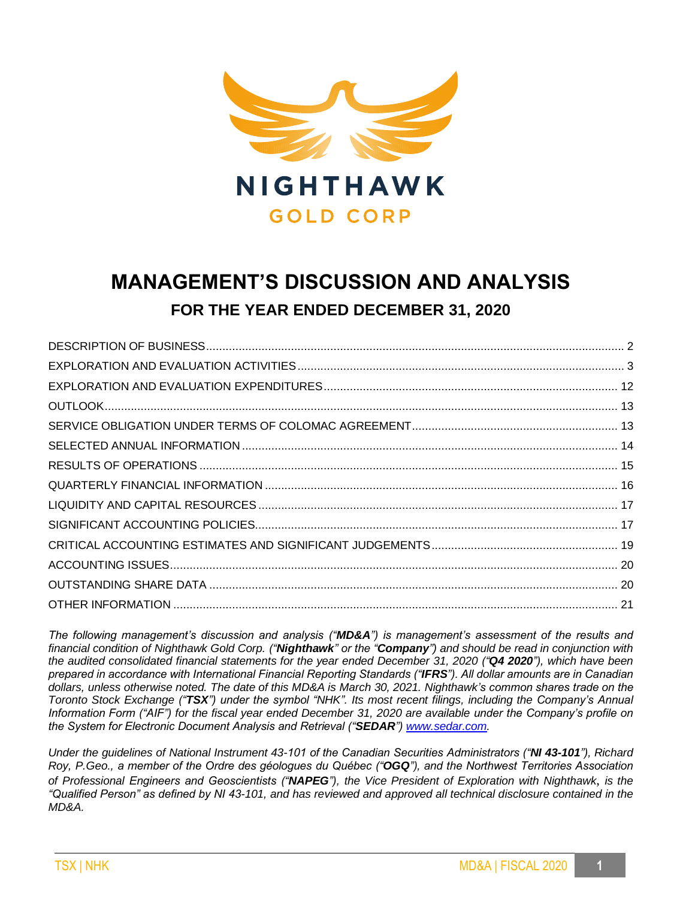NIGHTHAWK

GOLD CORP

# MANAGEMENT'S DISCUSSION AND ANALYSIS

## FOR THE YEAR ENDED DECEMBER 31, 2020

DESCRIPTION OF BUSINESS ... 2
EXPLORATION AND EVALUATION ACTIVITIES ... 3
EXPLORATION AND EVALUATION EXPENDITURES ... 12
OUTLOOK ... 13
SERVICE OBLIGATION UNDER TERMS OF COLOMAC AGREEMENT ... 13
SELECTED ANNUAL INFORMATION ... 14
RESULTS OF OPERATIONS ... 15
QUARTERLY FINANCIAL INFORMATION ... 16
LIQUIDITY AND CAPITAL RESOURCES ... 17
SIGNIFICANT ACCOUNTING POLICIES ... 17
CRITICAL ACCOUNTING ESTIMATES AND SIGNIFICANT JUDGEMENTS ... 19
ACCOUNTING ISSUES ... 20
OUTSTANDING SHARE DATA ... 20
OTHER INFORMATION ... 21

*The following management's discussion and analysis ("**MD&A**") is management's assessment of the results and financial condition of Nighthawk Gold Corp. ("**Nighthawk**" or the "**Company**") and should be read in conjunction with the audited consolidated financial statements for the year ended December 31, 2020 ("**Q4 2020**"), which have been prepared in accordance with International Financial Reporting Standards ("**IFRS**"). All dollar amounts are in Canadian dollars, unless otherwise noted. The date of this MD&A is March 30, 2021. Nighthawk's common shares trade on the Toronto Stock Exchange ("**TSX**") under the symbol "NHK". Its most recent filings, including the Company's Annual Information Form ("AIF") for the fiscal year ended December 31, 2020 are available under the Company's profile on the System for Electronic Document Analysis and Retrieval ("**SEDAR**") www.sedar.com.*

*Under the guidelines of National Instrument 43-101 of the Canadian Securities Administrators ("**NI 43-101**"), Richard Roy, P.Geo., a member of the Ordre des géologues du Québec ("**OGQ**"), and the Northwest Territories Association of Professional Engineers and Geoscientists ("**NAPEG**"), the Vice President of Exploration with Nighthawk, is the "Qualified Person" as defined by NI 43-101, and has reviewed and approved all technical disclosure contained in the MD&A.*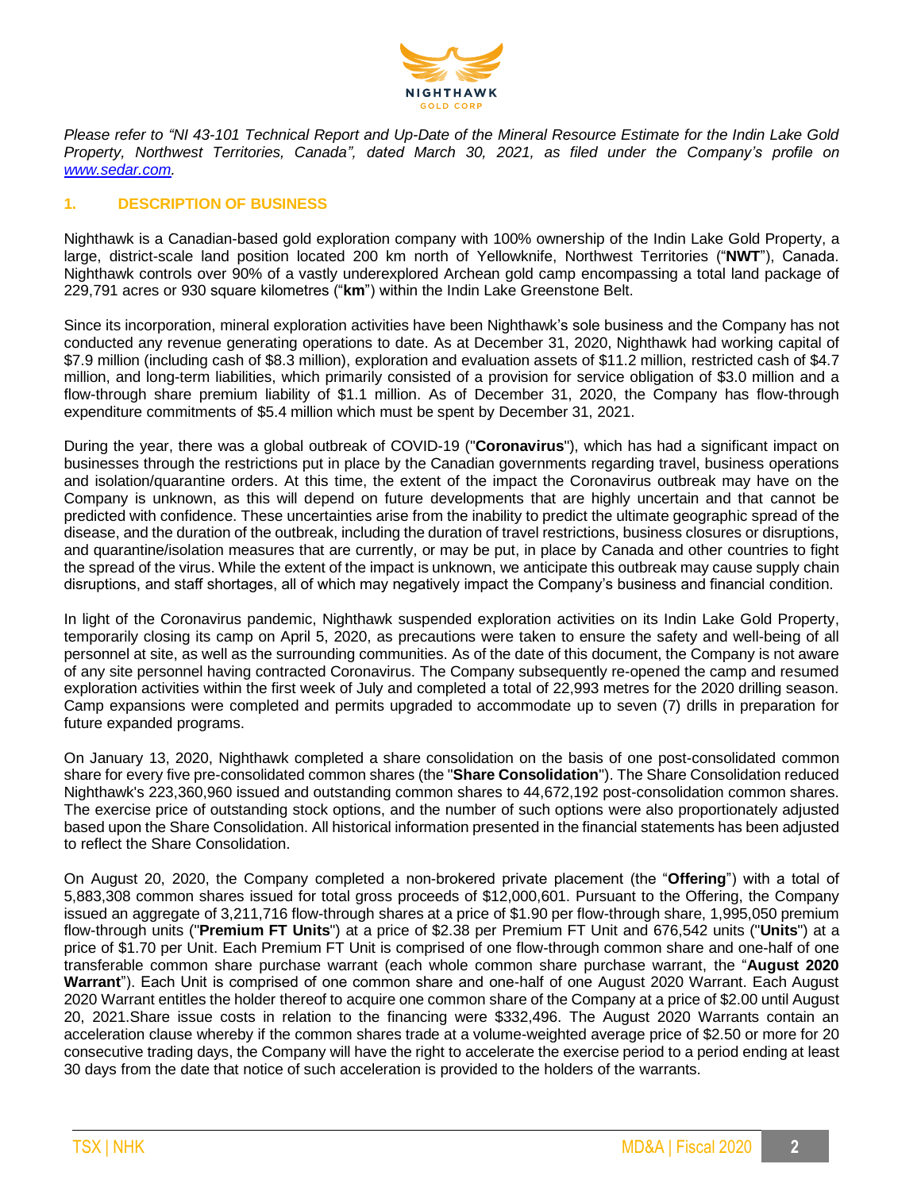*Please refer to "NI 43-101 Technical Report and Up-Date of the Mineral Resource Estimate for the Indin Lake Gold Property, Northwest Territories, Canada", dated March 30, 2021, as filed under the Company's profile on [www.sedar.com](www.sedar.com).*

## 1. DESCRIPTION OF BUSINESS

Nighthawk is a Canadian-based gold exploration company with 100% ownership of the Indin Lake Gold Property, a large, district-scale land position located 200 km north of Yellowknife, Northwest Territories ("**NWT**"), Canada. Nighthawk controls over 90% of a vastly underexplored Archean gold camp encompassing a total land package of 229,791 acres or 930 square kilometres ("**km**") within the Indin Lake Greenstone Belt.

Since its incorporation, mineral exploration activities have been Nighthawk's sole business and the Company has not conducted any revenue generating operations to date. As at December 31, 2020, Nighthawk had working capital of $7.9 million (including cash of $8.3 million), exploration and evaluation assets of $11.2 million, restricted cash of $4.7 million, and long-term liabilities, which primarily consisted of a provision for service obligation of $3.0 million and a flow-through share premium liability of $1.1 million. As of December 31, 2020, the Company has flow-through expenditure commitments of $5.4 million which must be spent by December 31, 2021.

During the year, there was a global outbreak of COVID-19 ("**Coronavirus**"), which has had a significant impact on businesses through the restrictions put in place by the Canadian governments regarding travel, business operations and isolation/quarantine orders. At this time, the extent of the impact the Coronavirus outbreak may have on the Company is unknown, as this will depend on future developments that are highly uncertain and that cannot be predicted with confidence. These uncertainties arise from the inability to predict the ultimate geographic spread of the disease, and the duration of the outbreak, including the duration of travel restrictions, business closures or disruptions, and quarantine/isolation measures that are currently, or may be put, in place by Canada and other countries to fight the spread of the virus. While the extent of the impact is unknown, we anticipate this outbreak may cause supply chain disruptions, and staff shortages, all of which may negatively impact the Company's business and financial condition.

In light of the Coronavirus pandemic, Nighthawk suspended exploration activities on its Indin Lake Gold Property, temporarily closing its camp on April 5, 2020, as precautions were taken to ensure the safety and well-being of all personnel at site, as well as the surrounding communities. As of the date of this document, the Company is not aware of any site personnel having contracted Coronavirus. The Company subsequently re-opened the camp and resumed exploration activities within the first week of July and completed a total of 22,993 metres for the 2020 drilling season. Camp expansions were completed and permits upgraded to accommodate up to seven (7) drills in preparation for future expanded programs.

On January 13, 2020, Nighthawk completed a share consolidation on the basis of one post-consolidated common share for every five pre-consolidated common shares (the "**Share Consolidation**"). The Share Consolidation reduced Nighthawk's 223,360,960 issued and outstanding common shares to 44,672,192 post-consolidation common shares. The exercise price of outstanding stock options, and the number of such options were also proportionately adjusted based upon the Share Consolidation. All historical information presented in the financial statements has been adjusted to reflect the Share Consolidation.

On August 20, 2020, the Company completed a non-brokered private placement (the "**Offering**") with a total of 5,883,308 common shares issued for total gross proceeds of $12,000,601. Pursuant to the Offering, the Company issued an aggregate of 3,211,716 flow-through shares at a price of $1.90 per flow-through share, 1,995,050 premium flow-through units ("**Premium FT Units**") at a price of $2.38 per Premium FT Unit and 676,542 units ("**Units**") at a price of $1.70 per Unit. Each Premium FT Unit is comprised of one flow-through common share and one-half of one transferable common share purchase warrant (each whole common share purchase warrant, the "**August 2020 Warrant**"). Each Unit is comprised of one common share and one-half of one August 2020 Warrant. Each August 2020 Warrant entitles the holder thereof to acquire one common share of the Company at a price of $2.00 until August 20, 2021.Share issue costs in relation to the financing were $332,496. The August 2020 Warrants contain an acceleration clause whereby if the common shares trade at a volume-weighted average price of $2.50 or more for 20 consecutive trading days, the Company will have the right to accelerate the exercise period to a period ending at least 30 days from the date that notice of such acceleration is provided to the holders of the warrants.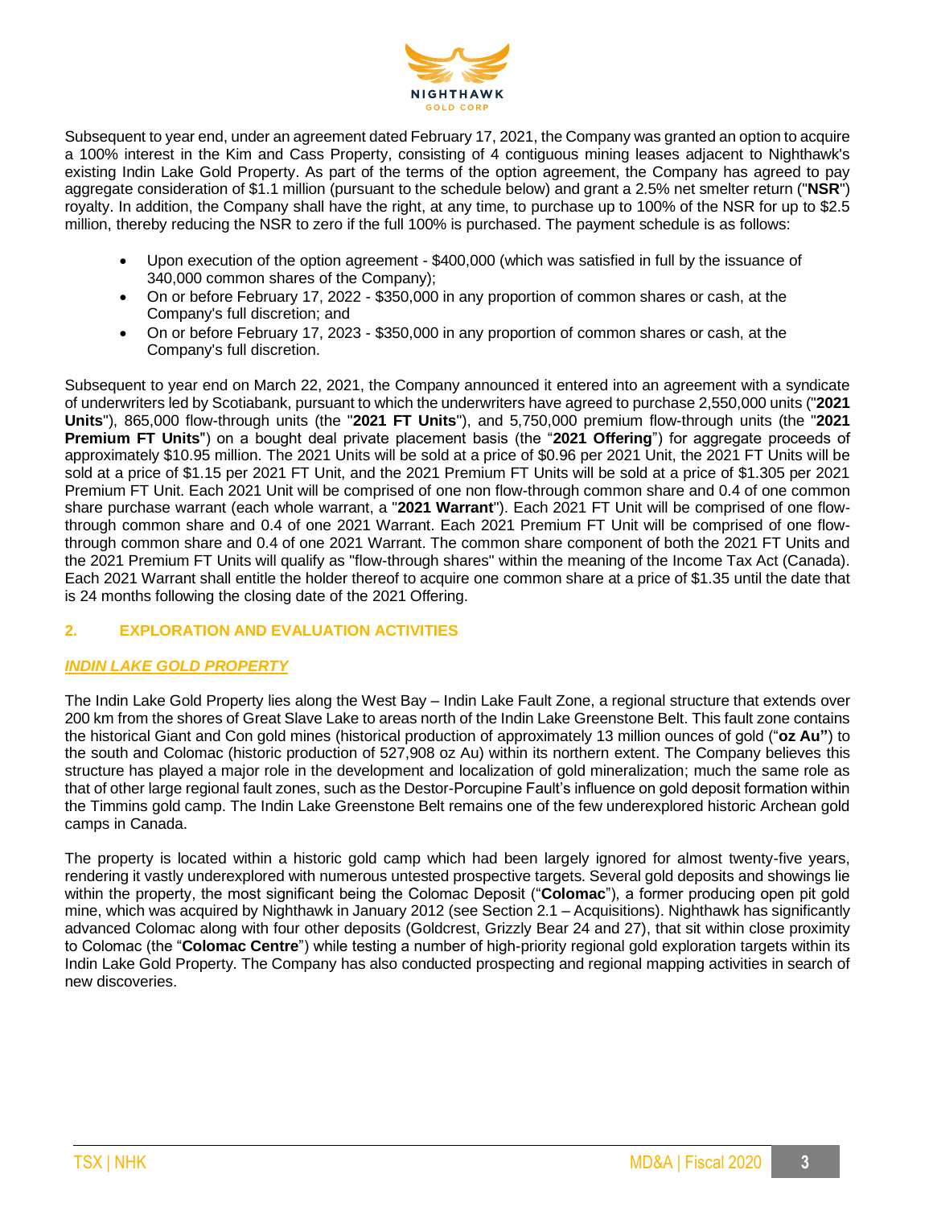Subsequent to year end, under an agreement dated February 17, 2021, the Company was granted an option to acquire a 100% interest in the Kim and Cass Property, consisting of 4 contiguous mining leases adjacent to Nighthawk's existing Indin Lake Gold Property. As part of the terms of the option agreement, the Company has agreed to pay aggregate consideration of $1.1 million (pursuant to the schedule below) and grant a 2.5% net smelter return ("**NSR**") royalty. In addition, the Company shall have the right, at any time, to purchase up to 100% of the NSR for up to $2.5 million, thereby reducing the NSR to zero if the full 100% is purchased. The payment schedule is as follows:

- Upon execution of the option agreement - $400,000 (which was satisfied in full by the issuance of 340,000 common shares of the Company);
- On or before February 17, 2022 - $350,000 in any proportion of common shares or cash, at the Company's full discretion; and
- On or before February 17, 2023 - $350,000 in any proportion of common shares or cash, at the Company's full discretion.

Subsequent to year end on March 22, 2021, the Company announced it entered into an agreement with a syndicate of underwriters led by Scotiabank, pursuant to which the underwriters have agreed to purchase 2,550,000 units ("**2021 Units**"), 865,000 flow-through units (the "**2021 FT Units**"), and 5,750,000 premium flow-through units (the "**2021 Premium FT Units**") on a bought deal private placement basis (the "**2021 Offering**") for aggregate proceeds of approximately $10.95 million. The 2021 Units will be sold at a price of $0.96 per 2021 Unit, the 2021 FT Units will be sold at a price of $1.15 per 2021 FT Unit, and the 2021 Premium FT Units will be sold at a price of $1.305 per 2021 Premium FT Unit. Each 2021 Unit will be comprised of one non flow-through common share and 0.4 of one common share purchase warrant (each whole warrant, a "**2021 Warrant**"). Each 2021 FT Unit will be comprised of one flow-through common share and 0.4 of one 2021 Warrant. Each 2021 Premium FT Unit will be comprised of one flow-through common share and 0.4 of one 2021 Warrant. The common share component of both the 2021 FT Units and the 2021 Premium FT Units will qualify as "flow-through shares" within the meaning of the Income Tax Act (Canada). Each 2021 Warrant shall entitle the holder thereof to acquire one common share at a price of $1.35 until the date that is 24 months following the closing date of the 2021 Offering.

## 2. EXPLORATION AND EVALUATION ACTIVITIES

### *INDIN LAKE GOLD PROPERTY*

The Indin Lake Gold Property lies along the West Bay – Indin Lake Fault Zone, a regional structure that extends over 200 km from the shores of Great Slave Lake to areas north of the Indin Lake Greenstone Belt. This fault zone contains the historical Giant and Con gold mines (historical production of approximately 13 million ounces of gold ("**oz Au**") to the south and Colomac (historic production of 527,908 oz Au) within its northern extent. The Company believes this structure has played a major role in the development and localization of gold mineralization; much the same role as that of other large regional fault zones, such as the Destor-Porcupine Fault's influence on gold deposit formation within the Timmins gold camp. The Indin Lake Greenstone Belt remains one of the few underexplored historic Archean gold camps in Canada.

The property is located within a historic gold camp which had been largely ignored for almost twenty-five years, rendering it vastly underexplored with numerous untested prospective targets. Several gold deposits and showings lie within the property, the most significant being the Colomac Deposit ("**Colomac**"), a former producing open pit gold mine, which was acquired by Nighthawk in January 2012 (see Section 2.1 – Acquisitions). Nighthawk has significantly advanced Colomac along with four other deposits (Goldcrest, Grizzly Bear 24 and 27), that sit within close proximity to Colomac (the "**Colomac Centre**") while testing a number of high-priority regional gold exploration targets within its Indin Lake Gold Property. The Company has also conducted prospecting and regional mapping activities in search of new discoveries.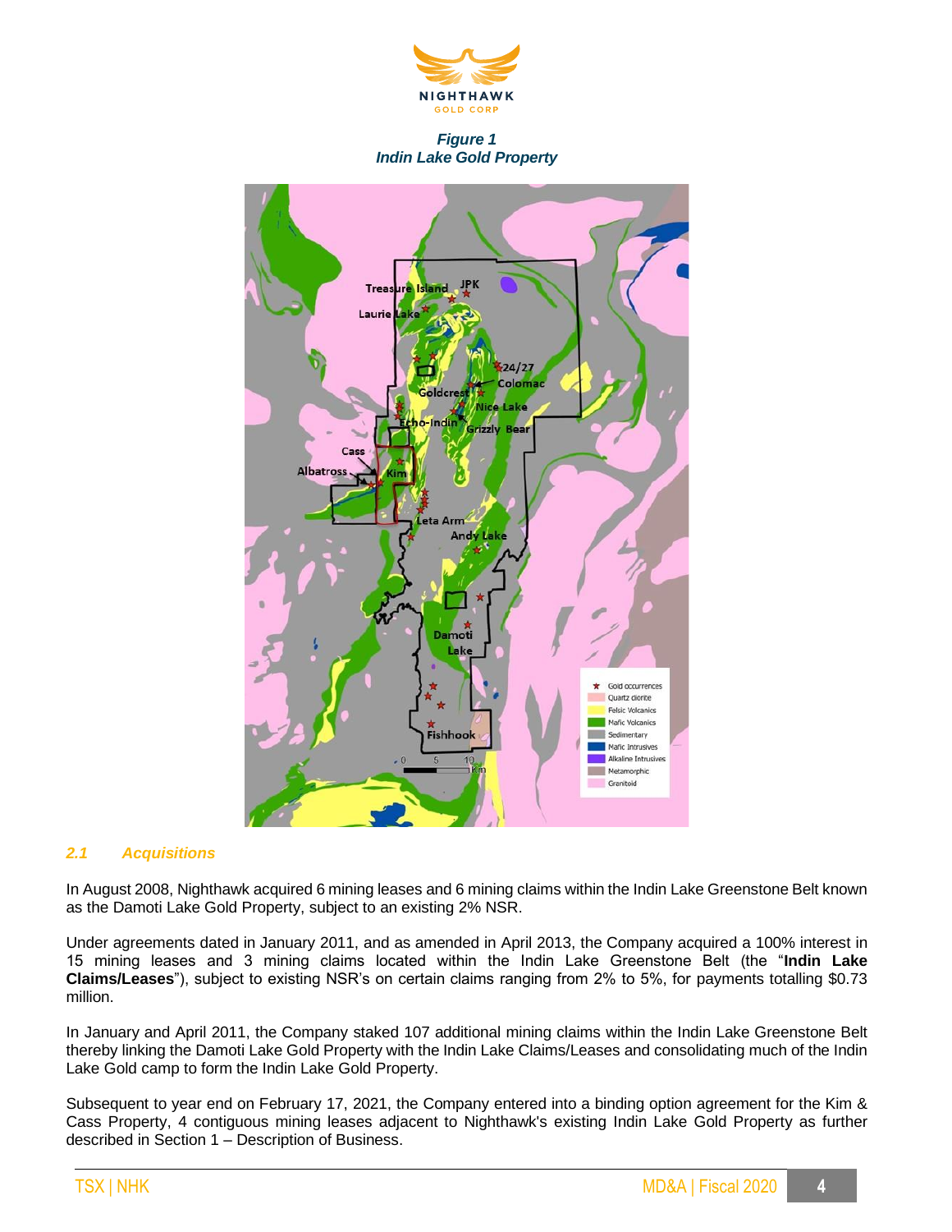*Figure 1*
*Indin Lake Gold Property*

Treasure Island
JPK
Laurie Lake
24/27
Colomac
Goldcrest
Nice Lake
Echo-Indin
Grizzly Bear
Cass
Albatross
Kim
Leta Arm
Andy Lake
Damoti Lake
Fishhook
0 5 10 Km

Gold occurrences
Quartz diorite
Felsic Volcanics
Mafic Volcanics
Sedimentary
Mafic Intrusives
Alkaline Intrusives
Metamorphic
Granitoid

### *2.1 Acquisitions*

In August 2008, Nighthawk acquired 6 mining leases and 6 mining claims within the Indin Lake Greenstone Belt known as the Damoti Lake Gold Property, subject to an existing 2% NSR.

Under agreements dated in January 2011, and as amended in April 2013, the Company acquired a 100% interest in 15 mining leases and 3 mining claims located within the Indin Lake Greenstone Belt (the "**Indin Lake Claims/Leases**"), subject to existing NSR's on certain claims ranging from 2% to 5%, for payments totalling $0.73 million.

In January and April 2011, the Company staked 107 additional mining claims within the Indin Lake Greenstone Belt thereby linking the Damoti Lake Gold Property with the Indin Lake Claims/Leases and consolidating much of the Indin Lake Gold camp to form the Indin Lake Gold Property.

Subsequent to year end on February 17, 2021, the Company entered into a binding option agreement for the Kim & Cass Property, 4 contiguous mining leases adjacent to Nighthawk's existing Indin Lake Gold Property as further described in Section 1 – Description of Business.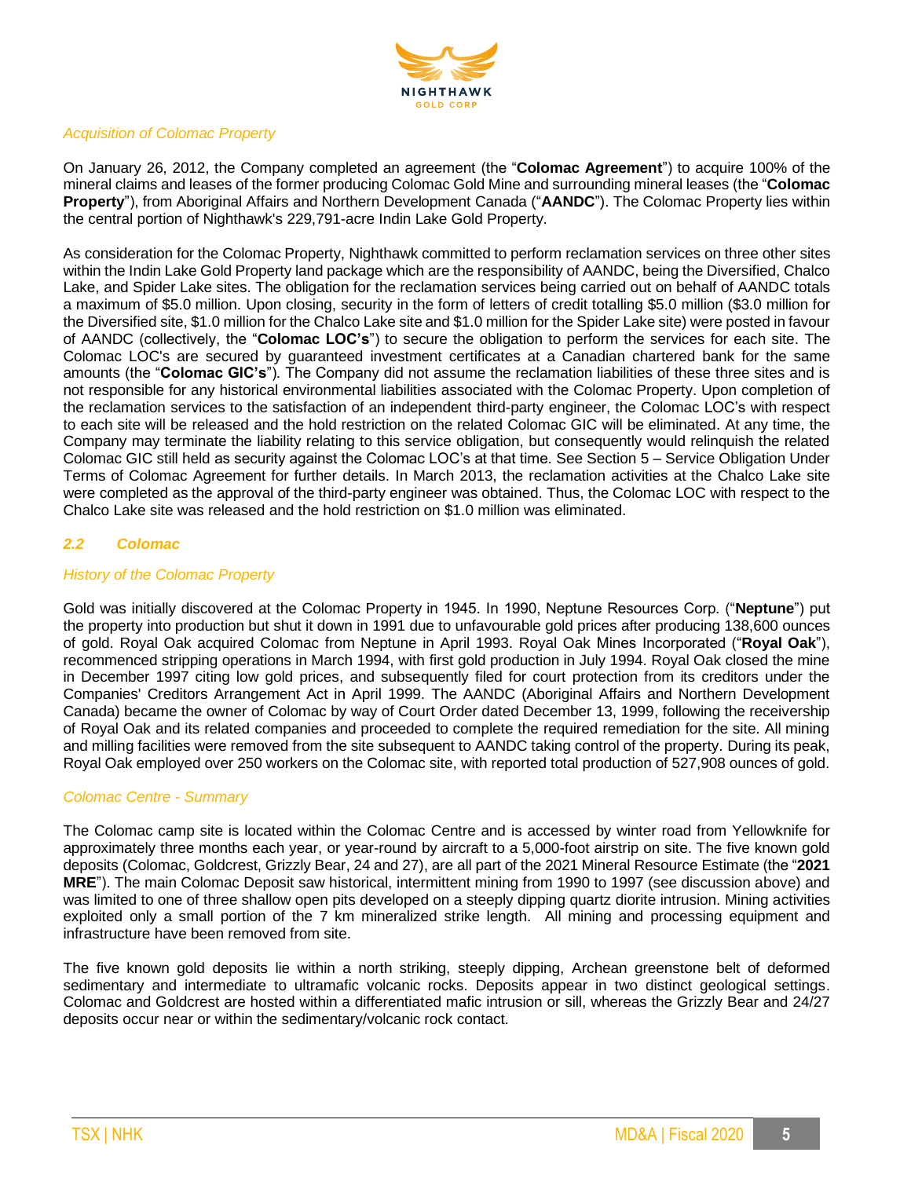*Acquisition of Colomac Property*

On January 26, 2012, the Company completed an agreement (the "**Colomac Agreement**") to acquire 100% of the mineral claims and leases of the former producing Colomac Gold Mine and surrounding mineral leases (the "**Colomac Property**"), from Aboriginal Affairs and Northern Development Canada ("**AANDC**"). The Colomac Property lies within the central portion of Nighthawk's 229,791-acre Indin Lake Gold Property.

As consideration for the Colomac Property, Nighthawk committed to perform reclamation services on three other sites within the Indin Lake Gold Property land package which are the responsibility of AANDC, being the Diversified, Chalco Lake, and Spider Lake sites. The obligation for the reclamation services being carried out on behalf of AANDC totals a maximum of $5.0 million. Upon closing, security in the form of letters of credit totalling $5.0 million ($3.0 million for the Diversified site, $1.0 million for the Chalco Lake site and $1.0 million for the Spider Lake site) were posted in favour of AANDC (collectively, the "**Colomac LOC's**") to secure the obligation to perform the services for each site. The Colomac LOC's are secured by guaranteed investment certificates at a Canadian chartered bank for the same amounts (the "**Colomac GIC's**"). The Company did not assume the reclamation liabilities of these three sites and is not responsible for any historical environmental liabilities associated with the Colomac Property. Upon completion of the reclamation services to the satisfaction of an independent third-party engineer, the Colomac LOC's with respect to each site will be released and the hold restriction on the related Colomac GIC will be eliminated. At any time, the Company may terminate the liability relating to this service obligation, but consequently would relinquish the related Colomac GIC still held as security against the Colomac LOC's at that time. See Section 5 – Service Obligation Under Terms of Colomac Agreement for further details. In March 2013, the reclamation activities at the Chalco Lake site were completed as the approval of the third-party engineer was obtained. Thus, the Colomac LOC with respect to the Chalco Lake site was released and the hold restriction on $1.0 million was eliminated.

## *2.2 Colomac*

*History of the Colomac Property*

Gold was initially discovered at the Colomac Property in 1945. In 1990, Neptune Resources Corp. ("**Neptune**") put the property into production but shut it down in 1991 due to unfavourable gold prices after producing 138,600 ounces of gold. Royal Oak acquired Colomac from Neptune in April 1993. Royal Oak Mines Incorporated ("**Royal Oak**"), recommenced stripping operations in March 1994, with first gold production in July 1994. Royal Oak closed the mine in December 1997 citing low gold prices, and subsequently filed for court protection from its creditors under the Companies' Creditors Arrangement Act in April 1999. The AANDC (Aboriginal Affairs and Northern Development Canada) became the owner of Colomac by way of Court Order dated December 13, 1999, following the receivership of Royal Oak and its related companies and proceeded to complete the required remediation for the site. All mining and milling facilities were removed from the site subsequent to AANDC taking control of the property. During its peak, Royal Oak employed over 250 workers on the Colomac site, with reported total production of 527,908 ounces of gold.

*Colomac Centre - Summary*

The Colomac camp site is located within the Colomac Centre and is accessed by winter road from Yellowknife for approximately three months each year, or year-round by aircraft to a 5,000-foot airstrip on site. The five known gold deposits (Colomac, Goldcrest, Grizzly Bear, 24 and 27), are all part of the 2021 Mineral Resource Estimate (the "**2021 MRE**"). The main Colomac Deposit saw historical, intermittent mining from 1990 to 1997 (see discussion above) and was limited to one of three shallow open pits developed on a steeply dipping quartz diorite intrusion. Mining activities exploited only a small portion of the 7 km mineralized strike length. All mining and processing equipment and infrastructure have been removed from site.

The five known gold deposits lie within a north striking, steeply dipping, Archean greenstone belt of deformed sedimentary and intermediate to ultramafic volcanic rocks. Deposits appear in two distinct geological settings. Colomac and Goldcrest are hosted within a differentiated mafic intrusion or sill, whereas the Grizzly Bear and 24/27 deposits occur near or within the sedimentary/volcanic rock contact.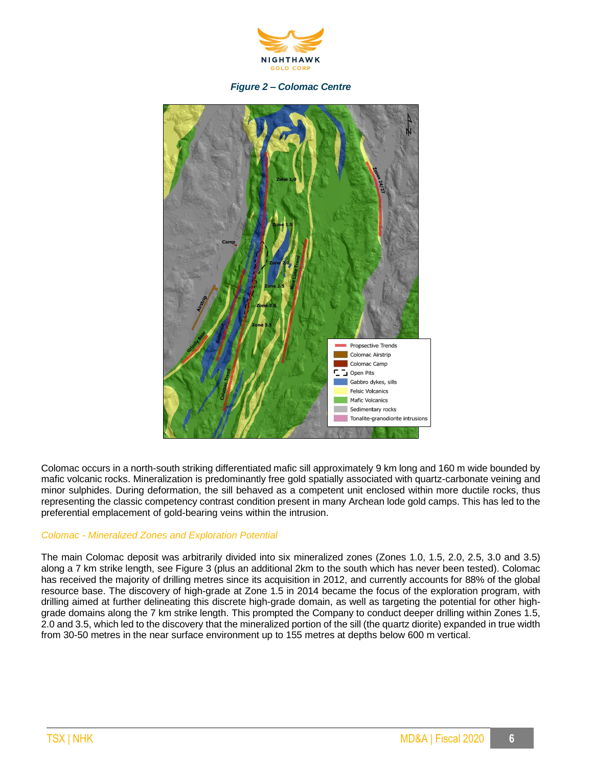*Figure 2 – Colomac Centre*

Zone 1.0
Zone 1.5
Zone 2.0
Zone 2.5
Zone 3.0
Zone 3.5
Zones 24/27
Nice Lake Trend
Camp
Airstrip
Grizzly Bear
Goldcrest
Colomac Trend
N

Propsective Trends
Colomac Airstrip
Colomac Camp
Open Pits
Gabbro dykes, sills
Felsic Volcanics
Mafic Volcanics
Sedimentary rocks
Tonalite-granodiorite intrusions

Colomac occurs in a north-south striking differentiated mafic sill approximately 9 km long and 160 m wide bounded by mafic volcanic rocks. Mineralization is predominantly free gold spatially associated with quartz-carbonate veining and minor sulphides. During deformation, the sill behaved as a competent unit enclosed within more ductile rocks, thus representing the classic competency contrast condition present in many Archean lode gold camps. This has led to the preferential emplacement of gold-bearing veins within the intrusion.

### *Colomac - Mineralized Zones and Exploration Potential*

The main Colomac deposit was arbitrarily divided into six mineralized zones (Zones 1.0, 1.5, 2.0, 2.5, 3.0 and 3.5) along a 7 km strike length, see Figure 3 (plus an additional 2km to the south which has never been tested). Colomac has received the majority of drilling metres since its acquisition in 2012, and currently accounts for 88% of the global resource base. The discovery of high-grade at Zone 1.5 in 2014 became the focus of the exploration program, with drilling aimed at further delineating this discrete high-grade domain, as well as targeting the potential for other high-grade domains along the 7 km strike length. This prompted the Company to conduct deeper drilling within Zones 1.5, 2.0 and 3.5, which led to the discovery that the mineralized portion of the sill (the quartz diorite) expanded in true width from 30-50 metres in the near surface environment up to 155 metres at depths below 600 m vertical.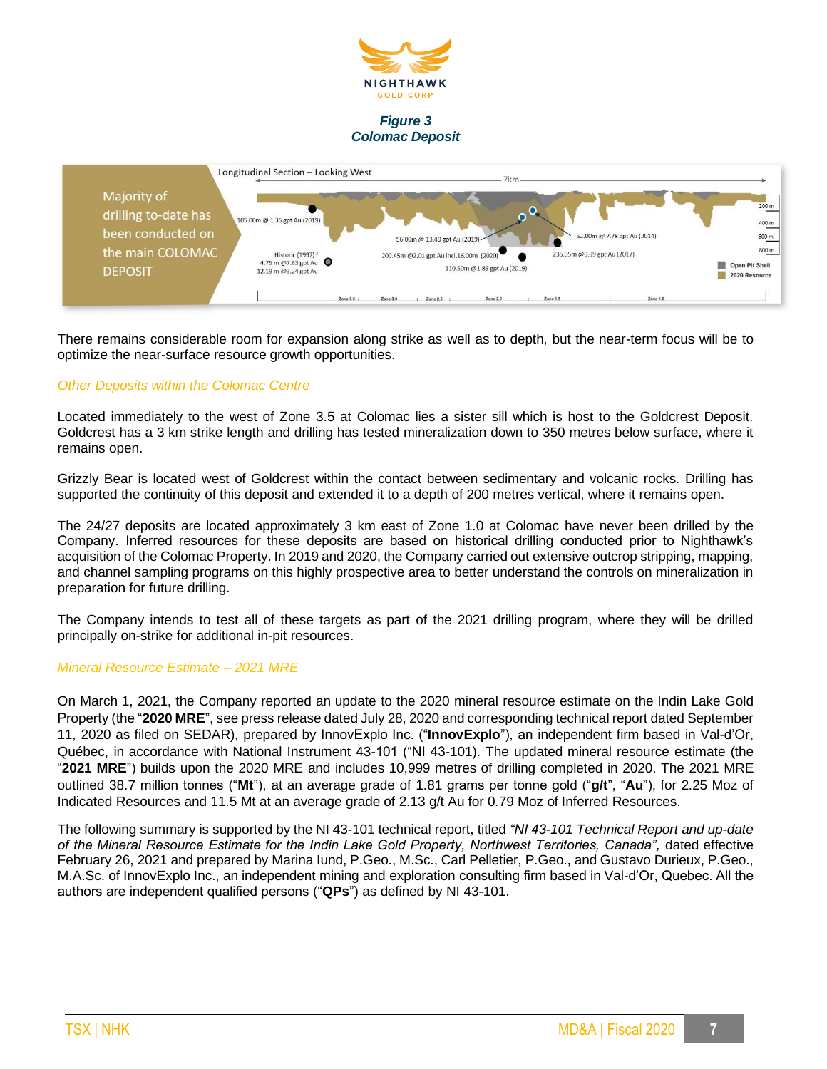*Figure 3*
*Colomac Deposit*

Longitudinal Section – Looking West

7km

Majority of drilling to-date has been conducted on the main COLOMAC DEPOSIT

105.00m @ 1.35 gpt Au (2019)

56.00m @ 13.49 gpt Au (2019)

52.00m @ 7.78 gpt Au (2014)

Historic (1997)
4.75 m @7.63 gpt Au
12.19 m @3.24 gpt Au

200.45m @2.01 gpt Au incl.16.00m (2020)

235.05m @0.99 gpt Au (2017)

110.50m @1.89 gpt Au (2019)

200 m
400 m
600 m
800 m

Open Pit Shell
2020 Resource

Zone 3.5 Zone 3.0 Zone 2.5 Zone 2.0 Zone 1.5 Zone 1.0

There remains considerable room for expansion along strike as well as to depth, but the near-term focus will be to optimize the near-surface resource growth opportunities.

### *Other Deposits within the Colomac Centre*

Located immediately to the west of Zone 3.5 at Colomac lies a sister sill which is host to the Goldcrest Deposit. Goldcrest has a 3 km strike length and drilling has tested mineralization down to 350 metres below surface, where it remains open.

Grizzly Bear is located west of Goldcrest within the contact between sedimentary and volcanic rocks. Drilling has supported the continuity of this deposit and extended it to a depth of 200 metres vertical, where it remains open.

The 24/27 deposits are located approximately 3 km east of Zone 1.0 at Colomac have never been drilled by the Company. Inferred resources for these deposits are based on historical drilling conducted prior to Nighthawk's acquisition of the Colomac Property. In 2019 and 2020, the Company carried out extensive outcrop stripping, mapping, and channel sampling programs on this highly prospective area to better understand the controls on mineralization in preparation for future drilling.

The Company intends to test all of these targets as part of the 2021 drilling program, where they will be drilled principally on-strike for additional in-pit resources.

### *Mineral Resource Estimate – 2021 MRE*

On March 1, 2021, the Company reported an update to the 2020 mineral resource estimate on the Indin Lake Gold Property (the "**2020 MRE**", see press release dated July 28, 2020 and corresponding technical report dated September 11, 2020 as filed on SEDAR), prepared by InnovExplo Inc. ("**InnovExplo**"), an independent firm based in Val-d'Or, Québec, in accordance with National Instrument 43-101 ("NI 43-101). The updated mineral resource estimate (the "**2021 MRE**") builds upon the 2020 MRE and includes 10,999 metres of drilling completed in 2020. The 2021 MRE outlined 38.7 million tonnes ("**Mt**"), at an average grade of 1.81 grams per tonne gold ("**g/t**", "**Au**"), for 2.25 Moz of Indicated Resources and 11.5 Mt at an average grade of 2.13 g/t Au for 0.79 Moz of Inferred Resources.

The following summary is supported by the NI 43-101 technical report, titled *"NI 43-101 Technical Report and up-date of the Mineral Resource Estimate for the Indin Lake Gold Property, Northwest Territories, Canada"*, dated effective February 26, 2021 and prepared by Marina Iund, P.Geo., M.Sc., Carl Pelletier, P.Geo., and Gustavo Durieux, P.Geo., M.A.Sc. of InnovExplo Inc., an independent mining and exploration consulting firm based in Val-d'Or, Quebec. All the authors are independent qualified persons ("**QPs**") as defined by NI 43-101.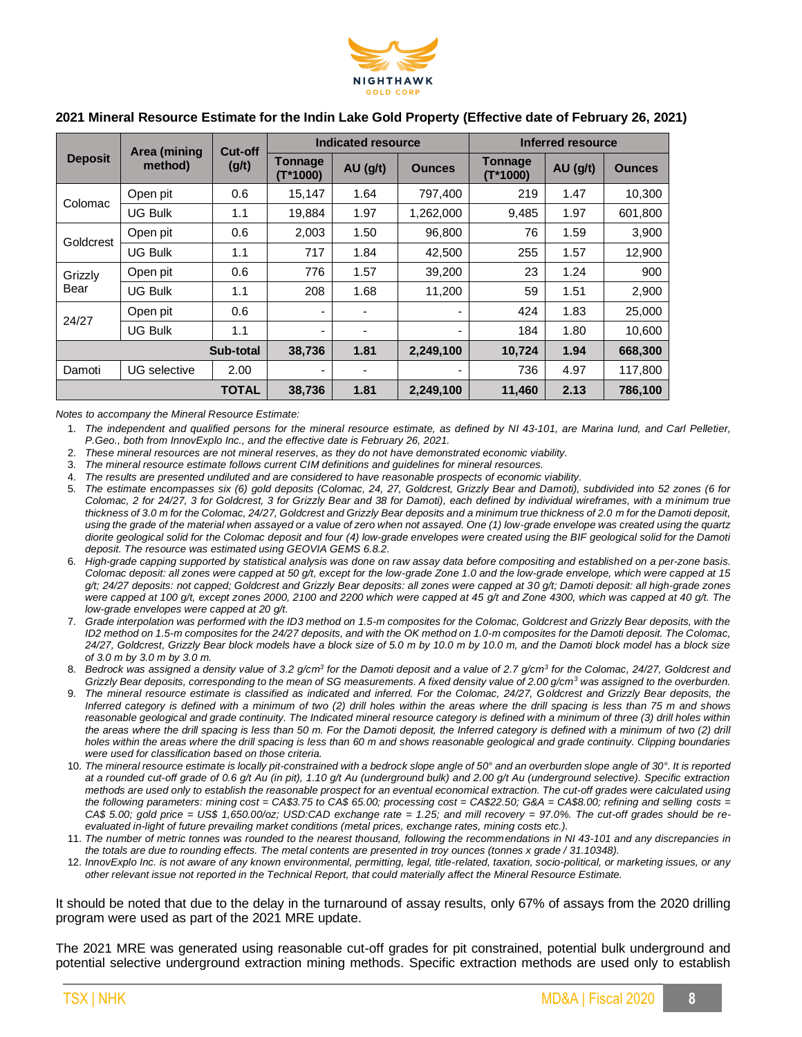**2021 Mineral Resource Estimate for the Indin Lake Gold Property (Effective date of February 26, 2021)**

| Deposit | Area (mining method) | Cut-off (g/t) | Indicated resource | | | Inferred resource | | |
|---|---|---|---|---|---|---|---|---|
| | | | Tonnage (T*1000) | AU (g/t) | Ounces | Tonnage (T*1000) | AU (g/t) | Ounces |
| Colomac | Open pit | 0.6 | 15,147 | 1.64 | 797,400 | 219 | 1.47 | 10,300 |
| | UG Bulk | 1.1 | 19,884 | 1.97 | 1,262,000 | 9,485 | 1.97 | 601,800 |
| Goldcrest | Open pit | 0.6 | 2,003 | 1.50 | 96,800 | 76 | 1.59 | 3,900 |
| | UG Bulk | 1.1 | 717 | 1.84 | 42,500 | 255 | 1.57 | 12,900 |
| Grizzly Bear | Open pit | 0.6 | 776 | 1.57 | 39,200 | 23 | 1.24 | 900 |
| | UG Bulk | 1.1 | 208 | 1.68 | 11,200 | 59 | 1.51 | 2,900 |
| 24/27 | Open pit | 0.6 | - | - | - | 424 | 1.83 | 25,000 |
| | UG Bulk | 1.1 | - | - | - | 184 | 1.80 | 10,600 |
| | | **Sub-total** | **38,736** | **1.81** | **2,249,100** | **10,724** | **1.94** | **668,300** |
| Damoti | UG selective | 2.00 | - | - | - | 736 | 4.97 | 117,800 |
| | | **TOTAL** | **38,736** | **1.81** | **2,249,100** | **11,460** | **2.13** | **786,100** |

*Notes to accompany the Mineral Resource Estimate:*

1. *The independent and qualified persons for the mineral resource estimate, as defined by NI 43-101, are Marina Iund, and Carl Pelletier, P.Geo., both from InnovExplo Inc., and the effective date is February 26, 2021.*
2. *These mineral resources are not mineral reserves, as they do not have demonstrated economic viability.*
3. *The mineral resource estimate follows current CIM definitions and guidelines for mineral resources.*
4. *The results are presented undiluted and are considered to have reasonable prospects of economic viability.*
5. *The estimate encompasses six (6) gold deposits (Colomac, 24, 27, Goldcrest, Grizzly Bear and Damoti), subdivided into 52 zones (6 for Colomac, 2 for 24/27, 3 for Goldcrest, 3 for Grizzly Bear and 38 for Damoti), each defined by individual wireframes, with a minimum true thickness of 3.0 m for the Colomac, 24/27, Goldcrest and Grizzly Bear deposits and a minimum true thickness of 2.0 m for the Damoti deposit, using the grade of the material when assayed or a value of zero when not assayed. One (1) low-grade envelope was created using the quartz diorite geological solid for the Colomac deposit and four (4) low-grade envelopes were created using the BIF geological solid for the Damoti deposit. The resource was estimated using GEOVIA GEMS 6.8.2.*
6. *High-grade capping supported by statistical analysis was done on raw assay data before compositing and established on a per-zone basis. Colomac deposit: all zones were capped at 50 g/t, except for the low-grade Zone 1.0 and the low-grade envelope, which were capped at 15 g/t; 24/27 deposits: not capped; Goldcrest and Grizzly Bear deposits: all zones were capped at 30 g/t; Damoti deposit: all high-grade zones were capped at 100 g/t, except zones 2000, 2100 and 2200 which were capped at 45 g/t and Zone 4300, which was capped at 40 g/t. The low-grade envelopes were capped at 20 g/t.*
7. *Grade interpolation was performed with the ID3 method on 1.5-m composites for the Colomac, Goldcrest and Grizzly Bear deposits, with the ID2 method on 1.5-m composites for the 24/27 deposits, and with the OK method on 1.0-m composites for the Damoti deposit. The Colomac, 24/27, Goldcrest, Grizzly Bear block models have a block size of 5.0 m by 10.0 m by 10.0 m, and the Damoti block model has a block size of 3.0 m by 3.0 m by 3.0 m.*
8. *Bedrock was assigned a density value of 3.2 g/cm$^3$ for the Damoti deposit and a value of 2.7 g/cm$^3$ for the Colomac, 24/27, Goldcrest and Grizzly Bear deposits, corresponding to the mean of SG measurements. A fixed density value of 2.00 g/cm$^3$ was assigned to the overburden.*
9. *The mineral resource estimate is classified as indicated and inferred. For the Colomac, 24/27, Goldcrest and Grizzly Bear deposits, the Inferred category is defined with a minimum of two (2) drill holes within the areas where the drill spacing is less than 75 m and shows reasonable geological and grade continuity. The Indicated mineral resource category is defined with a minimum of three (3) drill holes within the areas where the drill spacing is less than 50 m. For the Damoti deposit, the Inferred category is defined with a minimum of two (2) drill holes within the areas where the drill spacing is less than 60 m and shows reasonable geological and grade continuity. Clipping boundaries were used for classification based on those criteria.*
10. *The mineral resource estimate is locally pit-constrained with a bedrock slope angle of 50° and an overburden slope angle of 30°. It is reported at a rounded cut-off grade of 0.6 g/t Au (in pit), 1.10 g/t Au (underground bulk) and 2.00 g/t Au (underground selective). Specific extraction methods are used only to establish the reasonable prospect for an eventual economical extraction. The cut-off grades were calculated using the following parameters: mining cost = CA$3.75 to CA$ 65.00; processing cost = CA$22.50; G&A = CA$8.00; refining and selling costs = CA$ 5.00; gold price = US$ 1,650.00/oz; USD:CAD exchange rate = 1.25; and mill recovery = 97.0%. The cut-off grades should be re-evaluated in-light of future prevailing market conditions (metal prices, exchange rates, mining costs etc.).*
11. *The number of metric tonnes was rounded to the nearest thousand, following the recommendations in NI 43-101 and any discrepancies in the totals are due to rounding effects. The metal contents are presented in troy ounces (tonnes x grade / 31.10348).*
12. *InnovExplo Inc. is not aware of any known environmental, permitting, legal, title-related, taxation, socio-political, or marketing issues, or any other relevant issue not reported in the Technical Report, that could materially affect the Mineral Resource Estimate.*

It should be noted that due to the delay in the turnaround of assay results, only 67% of assays from the 2020 drilling program were used as part of the 2021 MRE update.

The 2021 MRE was generated using reasonable cut-off grades for pit constrained, potential bulk underground and potential selective underground extraction mining methods. Specific extraction methods are used only to establish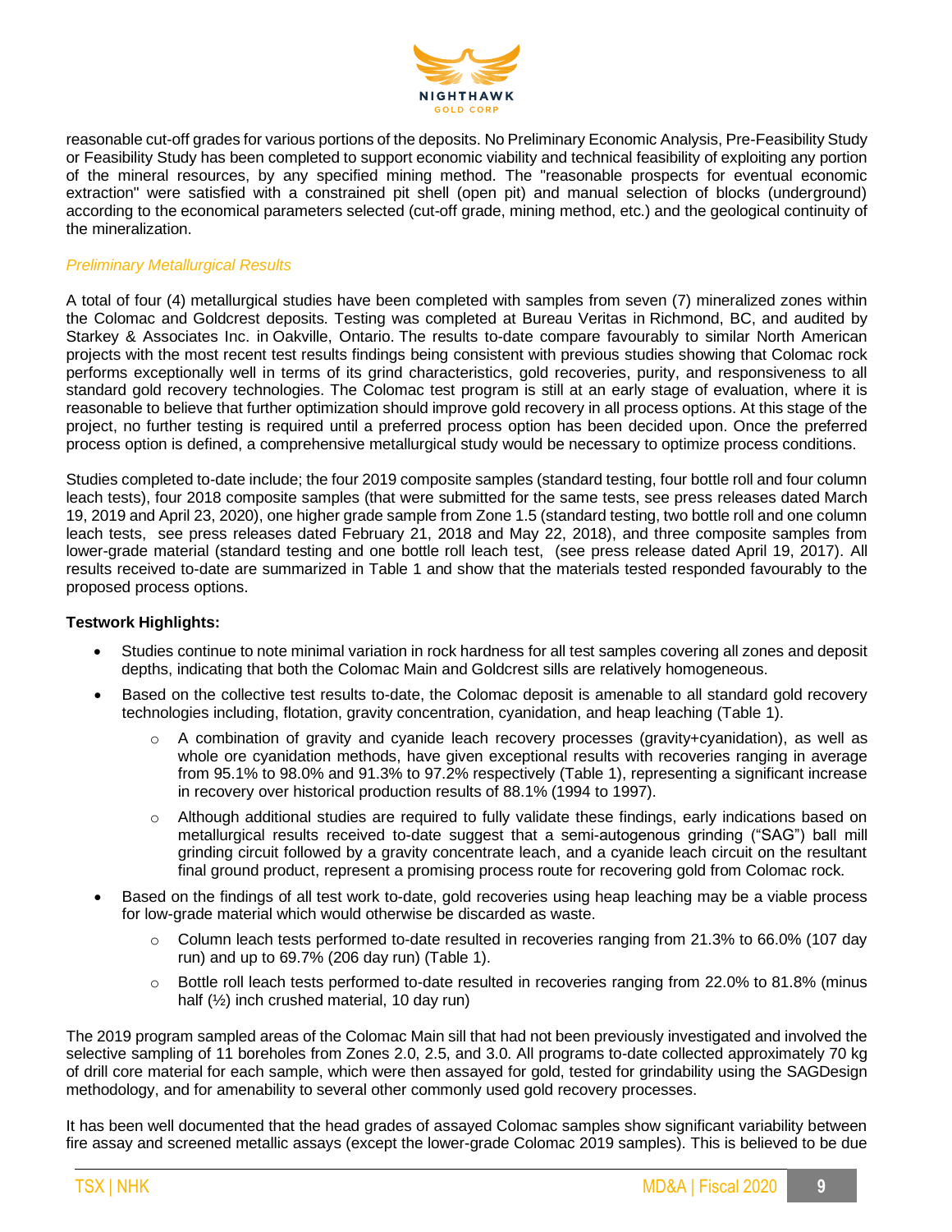reasonable cut-off grades for various portions of the deposits. No Preliminary Economic Analysis, Pre-Feasibility Study or Feasibility Study has been completed to support economic viability and technical feasibility of exploiting any portion of the mineral resources, by any specified mining method. The "reasonable prospects for eventual economic extraction" were satisfied with a constrained pit shell (open pit) and manual selection of blocks (underground) according to the economical parameters selected (cut-off grade, mining method, etc.) and the geological continuity of the mineralization.

*Preliminary Metallurgical Results*

A total of four (4) metallurgical studies have been completed with samples from seven (7) mineralized zones within the Colomac and Goldcrest deposits. Testing was completed at Bureau Veritas in Richmond, BC, and audited by Starkey & Associates Inc. in Oakville, Ontario. The results to-date compare favourably to similar North American projects with the most recent test results findings being consistent with previous studies showing that Colomac rock performs exceptionally well in terms of its grind characteristics, gold recoveries, purity, and responsiveness to all standard gold recovery technologies. The Colomac test program is still at an early stage of evaluation, where it is reasonable to believe that further optimization should improve gold recovery in all process options. At this stage of the project, no further testing is required until a preferred process option has been decided upon. Once the preferred process option is defined, a comprehensive metallurgical study would be necessary to optimize process conditions.

Studies completed to-date include; the four 2019 composite samples (standard testing, four bottle roll and four column leach tests), four 2018 composite samples (that were submitted for the same tests, see press releases dated March 19, 2019 and April 23, 2020), one higher grade sample from Zone 1.5 (standard testing, two bottle roll and one column leach tests, see press releases dated February 21, 2018 and May 22, 2018), and three composite samples from lower-grade material (standard testing and one bottle roll leach test, (see press release dated April 19, 2017). All results received to-date are summarized in Table 1 and show that the materials tested responded favourably to the proposed process options.

**Testwork Highlights:**

- Studies continue to note minimal variation in rock hardness for all test samples covering all zones and deposit depths, indicating that both the Colomac Main and Goldcrest sills are relatively homogeneous.
- Based on the collective test results to-date, the Colomac deposit is amenable to all standard gold recovery technologies including, flotation, gravity concentration, cyanidation, and heap leaching (Table 1).
  - A combination of gravity and cyanide leach recovery processes (gravity+cyanidation), as well as whole ore cyanidation methods, have given exceptional results with recoveries ranging in average from 95.1% to 98.0% and 91.3% to 97.2% respectively (Table 1), representing a significant increase in recovery over historical production results of 88.1% (1994 to 1997).
  - Although additional studies are required to fully validate these findings, early indications based on metallurgical results received to-date suggest that a semi-autogenous grinding ("SAG") ball mill grinding circuit followed by a gravity concentrate leach, and a cyanide leach circuit on the resultant final ground product, represent a promising process route for recovering gold from Colomac rock.
- Based on the findings of all test work to-date, gold recoveries using heap leaching may be a viable process for low-grade material which would otherwise be discarded as waste.
  - Column leach tests performed to-date resulted in recoveries ranging from 21.3% to 66.0% (107 day run) and up to 69.7% (206 day run) (Table 1).
  - Bottle roll leach tests performed to-date resulted in recoveries ranging from 22.0% to 81.8% (minus half (½) inch crushed material, 10 day run)

The 2019 program sampled areas of the Colomac Main sill that had not been previously investigated and involved the selective sampling of 11 boreholes from Zones 2.0, 2.5, and 3.0. All programs to-date collected approximately 70 kg of drill core material for each sample, which were then assayed for gold, tested for grindability using the SAGDesign methodology, and for amenability to several other commonly used gold recovery processes.

It has been well documented that the head grades of assayed Colomac samples show significant variability between fire assay and screened metallic assays (except the lower-grade Colomac 2019 samples). This is believed to be due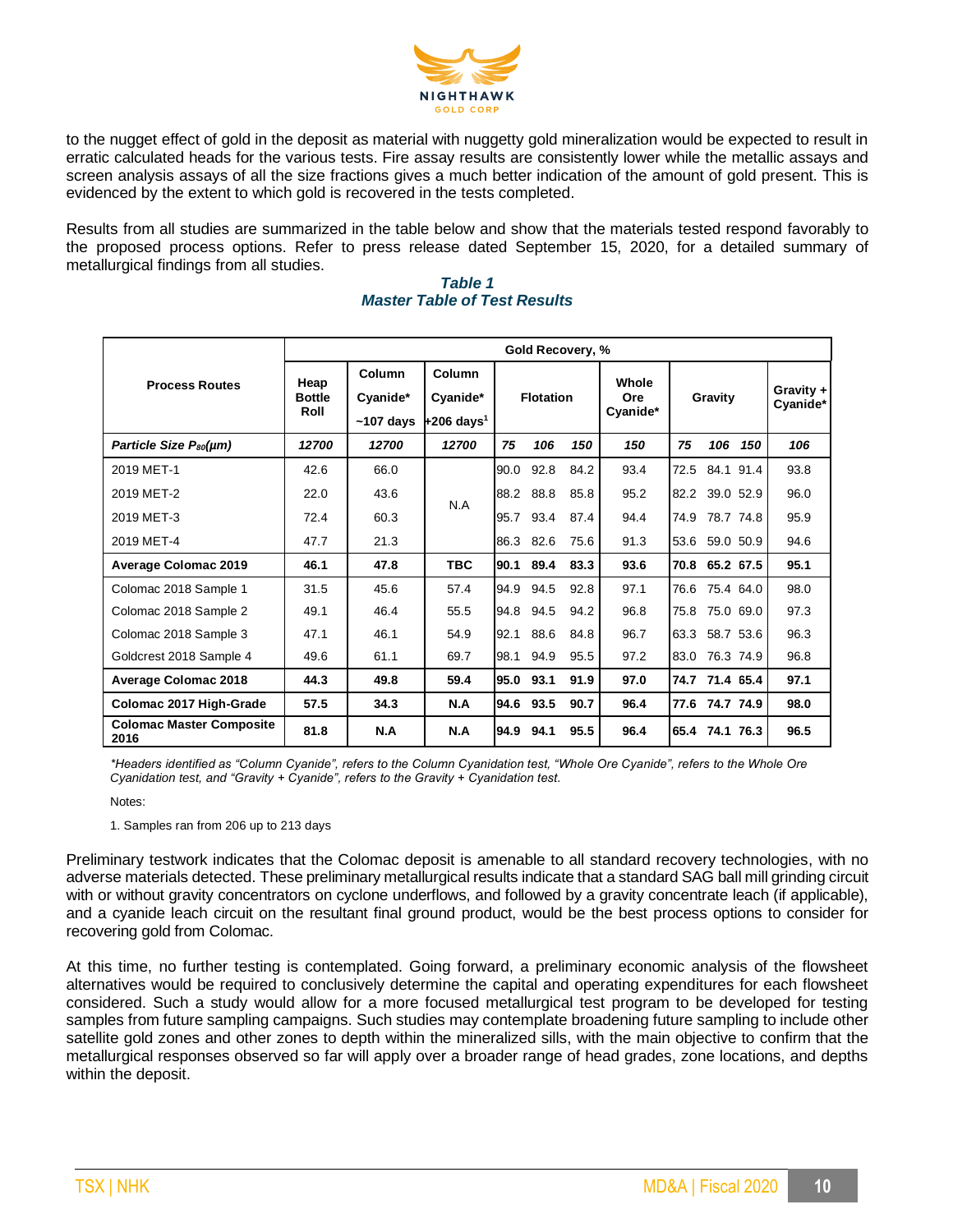to the nugget effect of gold in the deposit as material with nuggetty gold mineralization would be expected to result in erratic calculated heads for the various tests. Fire assay results are consistently lower while the metallic assays and screen analysis assays of all the size fractions gives a much better indication of the amount of gold present. This is evidenced by the extent to which gold is recovered in the tests completed.

Results from all studies are summarized in the table below and show that the materials tested respond favorably to the proposed process options. Refer to press release dated September 15, 2020, for a detailed summary of metallurgical findings from all studies.

***Table 1***
***Master Table of Test Results***

| Process Routes | Gold Recovery, % | | | | | | | | | | |
|---|---|---|---|---|---|---|---|---|---|---|---|
| | Heap Bottle Roll | Column Cyanide* ~107 days | Column Cyanide* +206 days[1] | Flotation | | | Whole Ore Cyanide* | Gravity | | | Gravity + Cyanide* |
| ***Particle Size $P_{80}$(µm)*** | ***12700*** | ***12700*** | ***12700*** | ***75*** | ***106*** | ***150*** | ***150*** | ***75*** | ***106*** | ***150*** | ***106*** |
| 2019 MET-1 | 42.6 | 66.0 | N.A | 90.0 | 92.8 | 84.2 | 93.4 | 72.5 | 84.1 | 91.4 | 93.8 |
| 2019 MET-2 | 22.0 | 43.6 | | 88.2 | 88.8 | 85.8 | 95.2 | 82.2 | 39.0 | 52.9 | 96.0 |
| 2019 MET-3 | 72.4 | 60.3 | | 95.7 | 93.4 | 87.4 | 94.4 | 74.9 | 78.7 | 74.8 | 95.9 |
| 2019 MET-4 | 47.7 | 21.3 | | 86.3 | 82.6 | 75.6 | 91.3 | 53.6 | 59.0 | 50.9 | 94.6 |
| **Average Colomac 2019** | **46.1** | **47.8** | **TBC** | **90.1** | **89.4** | **83.3** | **93.6** | **70.8** | **65.2** | **67.5** | **95.1** |
| Colomac 2018 Sample 1 | 31.5 | 45.6 | 57.4 | 94.9 | 94.5 | 92.8 | 97.1 | 76.6 | 75.4 | 64.0 | 98.0 |
| Colomac 2018 Sample 2 | 49.1 | 46.4 | 55.5 | 94.8 | 94.5 | 94.2 | 96.8 | 75.8 | 75.0 | 69.0 | 97.3 |
| Colomac 2018 Sample 3 | 47.1 | 46.1 | 54.9 | 92.1 | 88.6 | 84.8 | 96.7 | 63.3 | 58.7 | 53.6 | 96.3 |
| Goldcrest 2018 Sample 4 | 49.6 | 61.1 | 69.7 | 98.1 | 94.9 | 95.5 | 97.2 | 83.0 | 76.3 | 74.9 | 96.8 |
| **Average Colomac 2018** | **44.3** | **49.8** | **59.4** | **95.0** | **93.1** | **91.9** | **97.0** | **74.7** | **71.4** | **65.4** | **97.1** |
| **Colomac 2017 High-Grade** | **57.5** | **34.3** | **N.A** | **94.6** | **93.5** | **90.7** | **96.4** | **77.6** | **74.7** | **74.9** | **98.0** |
| **Colomac Master Composite 2016** | **81.8** | **N.A** | **N.A** | **94.9** | **94.1** | **95.5** | **96.4** | **65.4** | **74.1** | **76.3** | **96.5** |

*\*Headers identified as "Column Cyanide", refers to the Column Cyanidation test, "Whole Ore Cyanide", refers to the Whole Ore Cyanidation test, and "Gravity + Cyanide", refers to the Gravity + Cyanidation test.*

Notes:

1. Samples ran from 206 up to 213 days

Preliminary testwork indicates that the Colomac deposit is amenable to all standard recovery technologies, with no adverse materials detected. These preliminary metallurgical results indicate that a standard SAG ball mill grinding circuit with or without gravity concentrators on cyclone underflows, and followed by a gravity concentrate leach (if applicable), and a cyanide leach circuit on the resultant final ground product, would be the best process options to consider for recovering gold from Colomac.

At this time, no further testing is contemplated. Going forward, a preliminary economic analysis of the flowsheet alternatives would be required to conclusively determine the capital and operating expenditures for each flowsheet considered. Such a study would allow for a more focused metallurgical test program to be developed for testing samples from future sampling campaigns. Such studies may contemplate broadening future sampling to include other satellite gold zones and other zones to depth within the mineralized sills, with the main objective to confirm that the metallurgical responses observed so far will apply over a broader range of head grades, zone locations, and depths within the deposit.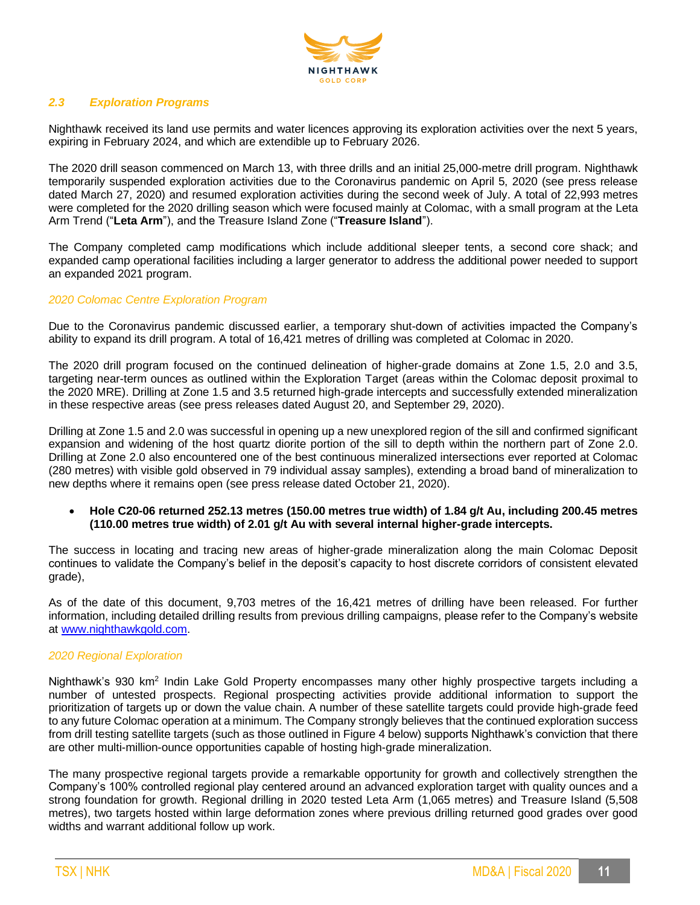### *2.3 Exploration Programs*

Nighthawk received its land use permits and water licences approving its exploration activities over the next 5 years, expiring in February 2024, and which are extendible up to February 2026.

The 2020 drill season commenced on March 13, with three drills and an initial 25,000-metre drill program. Nighthawk temporarily suspended exploration activities due to the Coronavirus pandemic on April 5, 2020 (see press release dated March 27, 2020) and resumed exploration activities during the second week of July. A total of 22,993 metres were completed for the 2020 drilling season which were focused mainly at Colomac, with a small program at the Leta Arm Trend ("**Leta Arm**"), and the Treasure Island Zone ("**Treasure Island**").

The Company completed camp modifications which include additional sleeper tents, a second core shack; and expanded camp operational facilities including a larger generator to address the additional power needed to support an expanded 2021 program.

*2020 Colomac Centre Exploration Program*

Due to the Coronavirus pandemic discussed earlier, a temporary shut-down of activities impacted the Company's ability to expand its drill program. A total of 16,421 metres of drilling was completed at Colomac in 2020.

The 2020 drill program focused on the continued delineation of higher-grade domains at Zone 1.5, 2.0 and 3.5, targeting near-term ounces as outlined within the Exploration Target (areas within the Colomac deposit proximal to the 2020 MRE). Drilling at Zone 1.5 and 3.5 returned high-grade intercepts and successfully extended mineralization in these respective areas (see press releases dated August 20, and September 29, 2020).

Drilling at Zone 1.5 and 2.0 was successful in opening up a new unexplored region of the sill and confirmed significant expansion and widening of the host quartz diorite portion of the sill to depth within the northern part of Zone 2.0. Drilling at Zone 2.0 also encountered one of the best continuous mineralized intersections ever reported at Colomac (280 metres) with visible gold observed in 79 individual assay samples), extending a broad band of mineralization to new depths where it remains open (see press release dated October 21, 2020).

- **Hole C20-06 returned 252.13 metres (150.00 metres true width) of 1.84 g/t Au, including 200.45 metres (110.00 metres true width) of 2.01 g/t Au with several internal higher-grade intercepts.**

The success in locating and tracing new areas of higher-grade mineralization along the main Colomac Deposit continues to validate the Company's belief in the deposit's capacity to host discrete corridors of consistent elevated grade),

As of the date of this document, 9,703 metres of the 16,421 metres of drilling have been released. For further information, including detailed drilling results from previous drilling campaigns, please refer to the Company's website at www.nighthawkgold.com.

*2020 Regional Exploration*

Nighthawk's 930 km$^2$ Indin Lake Gold Property encompasses many other highly prospective targets including a number of untested prospects. Regional prospecting activities provide additional information to support the prioritization of targets up or down the value chain. A number of these satellite targets could provide high-grade feed to any future Colomac operation at a minimum. The Company strongly believes that the continued exploration success from drill testing satellite targets (such as those outlined in Figure 4 below) supports Nighthawk's conviction that there are other multi-million-ounce opportunities capable of hosting high-grade mineralization.

The many prospective regional targets provide a remarkable opportunity for growth and collectively strengthen the Company's 100% controlled regional play centered around an advanced exploration target with quality ounces and a strong foundation for growth. Regional drilling in 2020 tested Leta Arm (1,065 metres) and Treasure Island (5,508 metres), two targets hosted within large deformation zones where previous drilling returned good grades over good widths and warrant additional follow up work.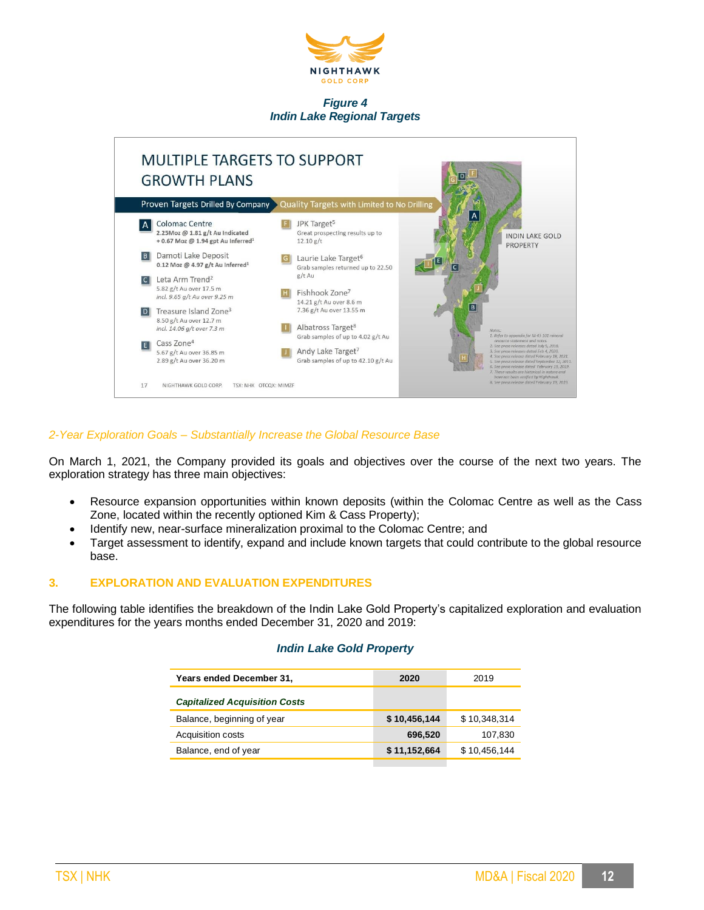***Figure 4***
***Indin Lake Regional Targets***

MULTIPLE TARGETS TO SUPPORT GROWTH PLANS

Proven Targets Drilled By Company

A Colomac Centre
2.25Moz @ 1.81 g/t Au Indicated
+ 0.67 Moz @ 1.94 gpt Au Inferred[1]

B Damoti Lake Deposit
0.12 Moz @ 4.97 g/t Au Inferred[1]

C Leta Arm Trend[2]
5.82 g/t Au over 17.5 m
incl. 9.65 g/t Au over 9.25 m

D Treasure Island Zone[3]
8.50 g/t Au over 12.7 m
incl. 14.06 g/t over 7.3 m

E Cass Zone[4]
5.67 g/t Au over 36.85 m
2.89 g/t Au over 36.20 m

Quality Targets with Limited to No Drilling

F JPK Target[5]
Great prospecting results up to 12.10 g/t

G Laurie Lake Target[6]
Grab samples returned up to 22.50 g/t Au

H Fishhook Zone[7]
14.21 g/t Au over 8.6 m
7.36 g/t Au over 13.55 m

I Albatross Target[8]
Grab samples of up to 4.02 g/t Au

J Andy Lake Target[7]
Grab samples of up to 42.10 g/t Au

INDIN LAKE GOLD PROPERTY

Notes:
1. Refer to appendix for NI 43-101 mineral resource statement and notes.
2. See press release dated July 5, 2018.
3. See press releases dated Feb 4, 2020.
4. See press release dated February 18, 2021.
5. See press release dated September 12, 2011.
6. See press release dated February 19, 2019.
7. These results are historical in nature and have not been verified by Nighthawk.
8. See press release dated February 19, 2019.

17 NIGHTHAWK GOLD CORP. TSX: NHK OTCQX: MIMZF

*2-Year Exploration Goals – Substantially Increase the Global Resource Base*

On March 1, 2021, the Company provided its goals and objectives over the course of the next two years. The exploration strategy has three main objectives:

- Resource expansion opportunities within known deposits (within the Colomac Centre as well as the Cass Zone, located within the recently optioned Kim & Cass Property);
- Identify new, near-surface mineralization proximal to the Colomac Centre; and
- Target assessment to identify, expand and include known targets that could contribute to the global resource base.

## 3. EXPLORATION AND EVALUATION EXPENDITURES

The following table identifies the breakdown of the Indin Lake Gold Property's capitalized exploration and evaluation expenditures for the years months ended December 31, 2020 and 2019:

***Indin Lake Gold Property***

| Years ended December 31, | 2020 | 2019 |
|---|---|---|
| ***Capitalized Acquisition Costs*** | | |
| Balance, beginning of year | **$ 10,456,144** | $ 10,348,314 |
| Acquisition costs | **696,520** | 107,830 |
| Balance, end of year | **$ 11,152,664** | $ 10,456,144 |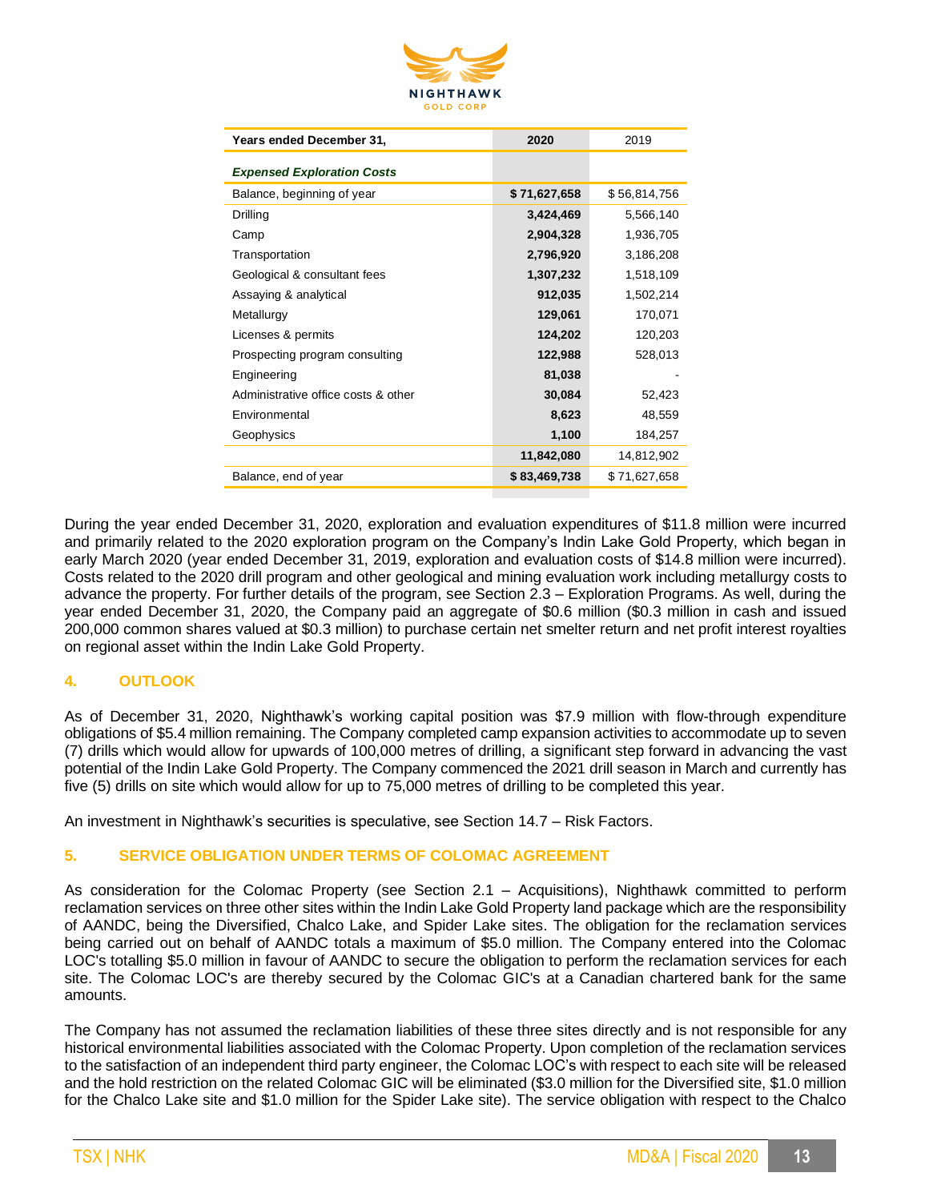| Years ended December 31, | 2020 | 2019 |
|---|---|---|
| ***Expensed Exploration Costs*** | | |
| Balance, beginning of year | **$ 71,627,658** | $ 56,814,756 |
| Drilling | **3,424,469** | 5,566,140 |
| Camp | **2,904,328** | 1,936,705 |
| Transportation | **2,796,920** | 3,186,208 |
| Geological & consultant fees | **1,307,232** | 1,518,109 |
| Assaying & analytical | **912,035** | 1,502,214 |
| Metallurgy | **129,061** | 170,071 |
| Licenses & permits | **124,202** | 120,203 |
| Prospecting program consulting | **122,988** | 528,013 |
| Engineering | **81,038** | - |
| Administrative office costs & other | **30,084** | 52,423 |
| Environmental | **8,623** | 48,559 |
| Geophysics | **1,100** | 184,257 |
| | **11,842,080** | 14,812,902 |
| Balance, end of year | **$ 83,469,738** | $ 71,627,658 |

During the year ended December 31, 2020, exploration and evaluation expenditures of $11.8 million were incurred and primarily related to the 2020 exploration program on the Company's Indin Lake Gold Property, which began in early March 2020 (year ended December 31, 2019, exploration and evaluation costs of $14.8 million were incurred). Costs related to the 2020 drill program and other geological and mining evaluation work including metallurgy costs to advance the property. For further details of the program, see Section 2.3 – Exploration Programs. As well, during the year ended December 31, 2020, the Company paid an aggregate of $0.6 million ($0.3 million in cash and issued 200,000 common shares valued at $0.3 million) to purchase certain net smelter return and net profit interest royalties on regional asset within the Indin Lake Gold Property.

## 4. OUTLOOK

As of December 31, 2020, Nighthawk's working capital position was $7.9 million with flow-through expenditure obligations of $5.4 million remaining. The Company completed camp expansion activities to accommodate up to seven (7) drills which would allow for upwards of 100,000 metres of drilling, a significant step forward in advancing the vast potential of the Indin Lake Gold Property. The Company commenced the 2021 drill season in March and currently has five (5) drills on site which would allow for up to 75,000 metres of drilling to be completed this year.

An investment in Nighthawk's securities is speculative, see Section 14.7 – Risk Factors.

## 5. SERVICE OBLIGATION UNDER TERMS OF COLOMAC AGREEMENT

As consideration for the Colomac Property (see Section 2.1 – Acquisitions), Nighthawk committed to perform reclamation services on three other sites within the Indin Lake Gold Property land package which are the responsibility of AANDC, being the Diversified, Chalco Lake, and Spider Lake sites. The obligation for the reclamation services being carried out on behalf of AANDC totals a maximum of $5.0 million. The Company entered into the Colomac LOC's totalling $5.0 million in favour of AANDC to secure the obligation to perform the reclamation services for each site. The Colomac LOC's are thereby secured by the Colomac GIC's at a Canadian chartered bank for the same amounts.

The Company has not assumed the reclamation liabilities of these three sites directly and is not responsible for any historical environmental liabilities associated with the Colomac Property. Upon completion of the reclamation services to the satisfaction of an independent third party engineer, the Colomac LOC's with respect to each site will be released and the hold restriction on the related Colomac GIC will be eliminated ($3.0 million for the Diversified site, $1.0 million for the Chalco Lake site and $1.0 million for the Spider Lake site). The service obligation with respect to the Chalco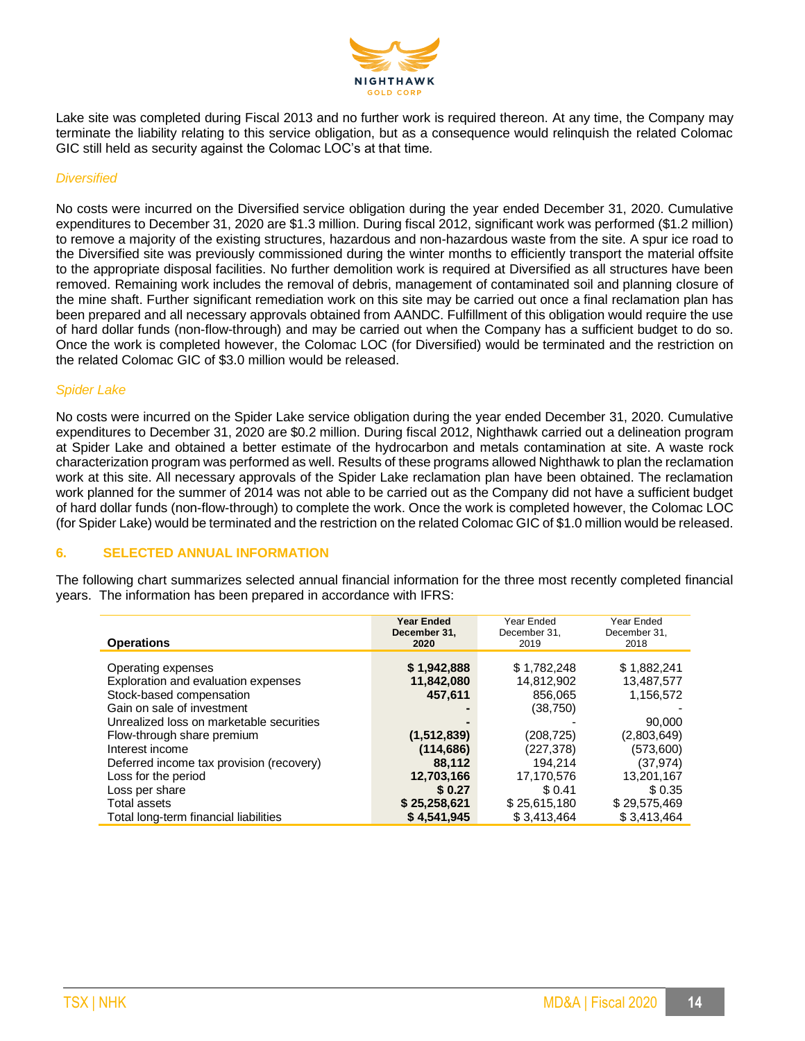Lake site was completed during Fiscal 2013 and no further work is required thereon. At any time, the Company may terminate the liability relating to this service obligation, but as a consequence would relinquish the related Colomac GIC still held as security against the Colomac LOC's at that time.

*Diversified*

No costs were incurred on the Diversified service obligation during the year ended December 31, 2020. Cumulative expenditures to December 31, 2020 are $1.3 million. During fiscal 2012, significant work was performed ($1.2 million) to remove a majority of the existing structures, hazardous and non-hazardous waste from the site. A spur ice road to the Diversified site was previously commissioned during the winter months to efficiently transport the material offsite to the appropriate disposal facilities. No further demolition work is required at Diversified as all structures have been removed. Remaining work includes the removal of debris, management of contaminated soil and planning closure of the mine shaft. Further significant remediation work on this site may be carried out once a final reclamation plan has been prepared and all necessary approvals obtained from AANDC. Fulfillment of this obligation would require the use of hard dollar funds (non-flow-through) and may be carried out when the Company has a sufficient budget to do so. Once the work is completed however, the Colomac LOC (for Diversified) would be terminated and the restriction on the related Colomac GIC of $3.0 million would be released.

*Spider Lake*

No costs were incurred on the Spider Lake service obligation during the year ended December 31, 2020. Cumulative expenditures to December 31, 2020 are $0.2 million. During fiscal 2012, Nighthawk carried out a delineation program at Spider Lake and obtained a better estimate of the hydrocarbon and metals contamination at site. A waste rock characterization program was performed as well. Results of these programs allowed Nighthawk to plan the reclamation work at this site. All necessary approvals of the Spider Lake reclamation plan have been obtained. The reclamation work planned for the summer of 2014 was not able to be carried out as the Company did not have a sufficient budget of hard dollar funds (non-flow-through) to complete the work. Once the work is completed however, the Colomac LOC (for Spider Lake) would be terminated and the restriction on the related Colomac GIC of $1.0 million would be released.

## 6. SELECTED ANNUAL INFORMATION

The following chart summarizes selected annual financial information for the three most recently completed financial years. The information has been prepared in accordance with IFRS:

| Operations | **Year Ended December 31, 2020** | Year Ended December 31, 2019 | Year Ended December 31, 2018 |
|---|---|---|---|
| Operating expenses | **$ 1,942,888** | $ 1,782,248 | $ 1,882,241 |
| Exploration and evaluation expenses | **11,842,080** | 14,812,902 | 13,487,577 |
| Stock-based compensation | **457,611** | 856,065 | 1,156,572 |
| Gain on sale of investment | **-** | (38,750) | - |
| Unrealized loss on marketable securities | **-** | - | 90,000 |
| Flow-through share premium | **(1,512,839)** | (208,725) | (2,803,649) |
| Interest income | **(114,686)** | (227,378) | (573,600) |
| Deferred income tax provision (recovery) | **88,112** | 194,214 | (37,974) |
| Loss for the period | **12,703,166** | 17,170,576 | 13,201,167 |
| Loss per share | **$ 0.27** | $ 0.41 | $ 0.35 |
| Total assets | **$ 25,258,621** | $ 25,615,180 | $ 29,575,469 |
| Total long-term financial liabilities | **$ 4,541,945** | $ 3,413,464 | $ 3,413,464 |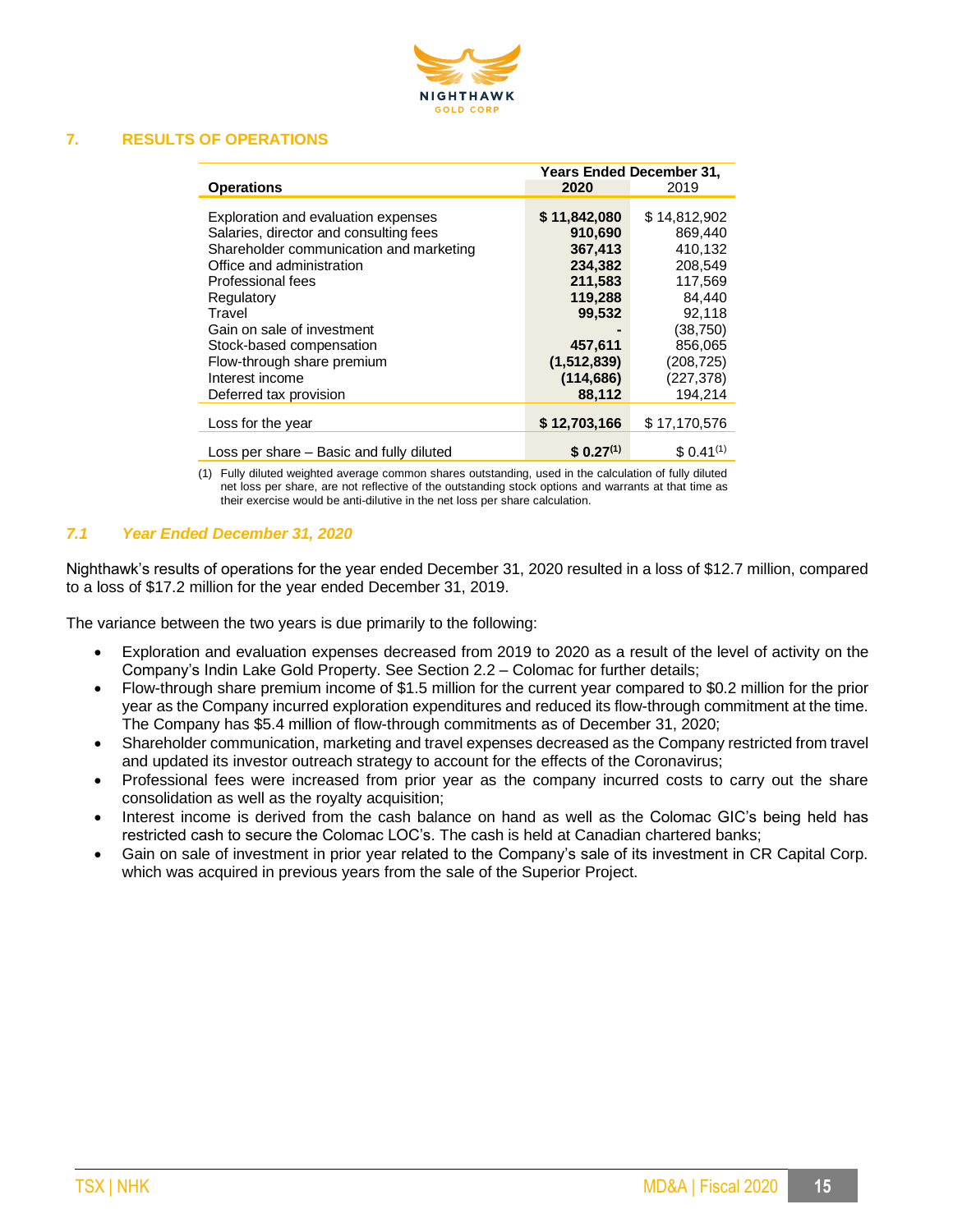## 7. RESULTS OF OPERATIONS

| | Years Ended December 31, | |
|---|---|---|
| **Operations** | **2020** | 2019 |
| Exploration and evaluation expenses | **$ 11,842,080** | $ 14,812,902 |
| Salaries, director and consulting fees | **910,690** | 869,440 |
| Shareholder communication and marketing | **367,413** | 410,132 |
| Office and administration | **234,382** | 208,549 |
| Professional fees | **211,583** | 117,569 |
| Regulatory | **119,288** | 84,440 |
| Travel | **99,532** | 92,118 |
| Gain on sale of investment | **-** | (38,750) |
| Stock-based compensation | **457,611** | 856,065 |
| Flow-through share premium | **(1,512,839)** | (208,725) |
| Interest income | **(114,686)** | (227,378) |
| Deferred tax provision | **88,112** | 194,214 |
| Loss for the year | **$ 12,703,166** | $ 17,170,576 |
| Loss per share – Basic and fully diluted | **$ 0.27[(1)]** | $ 0.41[(1)] |

(1) Fully diluted weighted average common shares outstanding, used in the calculation of fully diluted net loss per share, are not reflective of the outstanding stock options and warrants at that time as their exercise would be anti-dilutive in the net loss per share calculation.

### *7.1 Year Ended December 31, 2020*

Nighthawk's results of operations for the year ended December 31, 2020 resulted in a loss of $12.7 million, compared to a loss of $17.2 million for the year ended December 31, 2019.

The variance between the two years is due primarily to the following:

- Exploration and evaluation expenses decreased from 2019 to 2020 as a result of the level of activity on the Company's Indin Lake Gold Property. See Section 2.2 – Colomac for further details;
- Flow-through share premium income of $1.5 million for the current year compared to $0.2 million for the prior year as the Company incurred exploration expenditures and reduced its flow-through commitment at the time. The Company has $5.4 million of flow-through commitments as of December 31, 2020;
- Shareholder communication, marketing and travel expenses decreased as the Company restricted from travel and updated its investor outreach strategy to account for the effects of the Coronavirus;
- Professional fees were increased from prior year as the company incurred costs to carry out the share consolidation as well as the royalty acquisition;
- Interest income is derived from the cash balance on hand as well as the Colomac GIC's being held has restricted cash to secure the Colomac LOC's. The cash is held at Canadian chartered banks;
- Gain on sale of investment in prior year related to the Company's sale of its investment in CR Capital Corp. which was acquired in previous years from the sale of the Superior Project.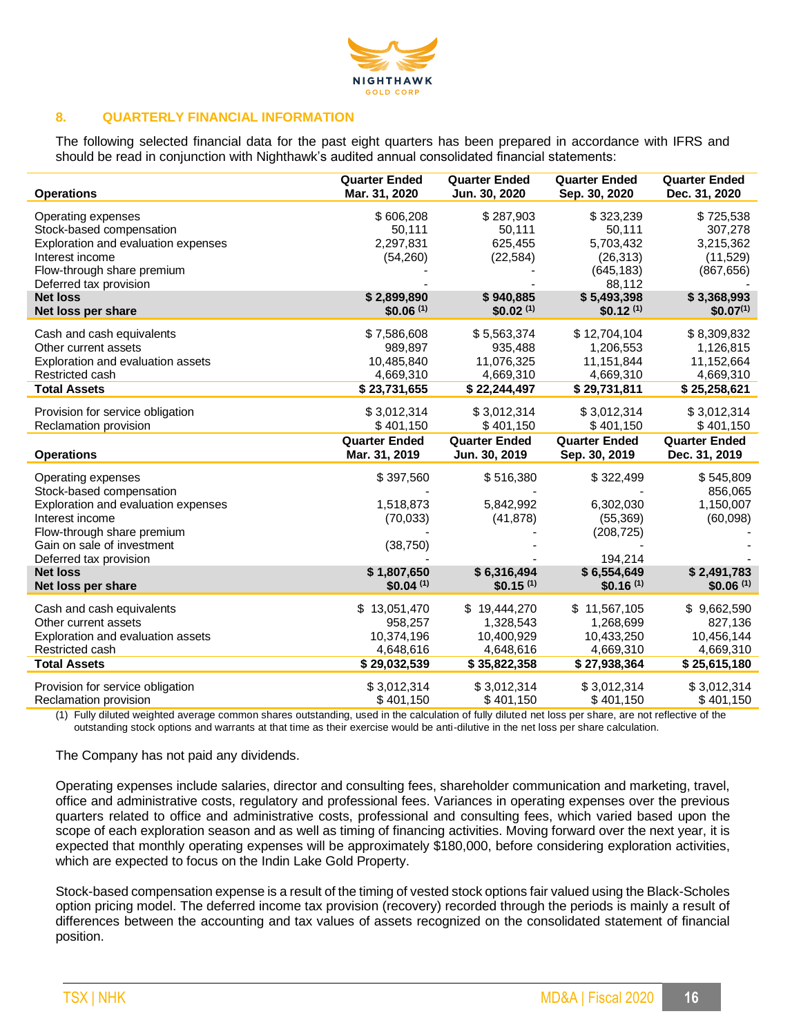## 8. QUARTERLY FINANCIAL INFORMATION

The following selected financial data for the past eight quarters has been prepared in accordance with IFRS and should be read in conjunction with Nighthawk's audited annual consolidated financial statements:

| Operations | Quarter Ended Mar. 31, 2020 | Quarter Ended Jun. 30, 2020 | Quarter Ended Sep. 30, 2020 | Quarter Ended Dec. 31, 2020 |
|---|---|---|---|---|
| Operating expenses | $ 606,208 | $ 287,903 | $ 323,239 | $ 725,538 |
| Stock-based compensation | 50,111 | 50,111 | 50,111 | 307,278 |
| Exploration and evaluation expenses | 2,297,831 | 625,455 | 5,703,432 | 3,215,362 |
| Interest income | (54,260) | (22,584) | (26,313) | (11,529) |
| Flow-through share premium | - | - | (645,183) | (867,656) |
| Deferred tax provision | - | - | 88,112 | - |
| **Net loss** | **$ 2,899,890** | **$ 940,885** | **$ 5,493,398** | **$ 3,368,993** |
| **Net loss per share** | **$0.06 (1)** | **$0.02 (1)** | **$0.12 (1)** | **$0.07(1)** |
| Cash and cash equivalents | $ 7,586,608 | $ 5,563,374 | $ 12,704,104 | $ 8,309,832 |
| Other current assets | 989,897 | 935,488 | 1,206,553 | 1,126,815 |
| Exploration and evaluation assets | 10,485,840 | 11,076,325 | 11,151,844 | 11,152,664 |
| Restricted cash | 4,669,310 | 4,669,310 | 4,669,310 | 4,669,310 |
| **Total Assets** | **$ 23,731,655** | **$ 22,244,497** | **$ 29,731,811** | **$ 25,258,621** |
| Provision for service obligation | $ 3,012,314 | $ 3,012,314 | $ 3,012,314 | $ 3,012,314 |
| Reclamation provision | $ 401,150 | $ 401,150 | $ 401,150 | $ 401,150 |

| Operations | Quarter Ended Mar. 31, 2019 | Quarter Ended Jun. 30, 2019 | Quarter Ended Sep. 30, 2019 | Quarter Ended Dec. 31, 2019 |
|---|---|---|---|---|
| Operating expenses | $ 397,560 | $ 516,380 | $ 322,499 | $ 545,809 |
| Stock-based compensation | - | - | - | 856,065 |
| Exploration and evaluation expenses | 1,518,873 | 5,842,992 | 6,302,030 | 1,150,007 |
| Interest income | (70,033) | (41,878) | (55,369) | (60,098) |
| Flow-through share premium | - | - | (208,725) | - |
| Gain on sale of investment | (38,750) | - | - | - |
| Deferred tax provision | - | - | 194,214 | - |
| **Net loss** | **$ 1,807,650** | **$ 6,316,494** | **$ 6,554,649** | **$ 2,491,783** |
| **Net loss per share** | **$0.04 (1)** | **$0.15 (1)** | **$0.16 (1)** | **$0.06 (1)** |
| Cash and cash equivalents | $ 13,051,470 | $ 19,444,270 | $ 11,567,105 | $ 9,662,590 |
| Other current assets | 958,257 | 1,328,543 | 1,268,699 | 827,136 |
| Exploration and evaluation assets | 10,374,196 | 10,400,929 | 10,433,250 | 10,456,144 |
| Restricted cash | 4,648,616 | 4,648,616 | 4,669,310 | 4,669,310 |
| **Total Assets** | **$ 29,032,539** | **$ 35,822,358** | **$ 27,938,364** | **$ 25,615,180** |
| Provision for service obligation | $ 3,012,314 | $ 3,012,314 | $ 3,012,314 | $ 3,012,314 |
| Reclamation provision | $ 401,150 | $ 401,150 | $ 401,150 | $ 401,150 |

(1) Fully diluted weighted average common shares outstanding, used in the calculation of fully diluted net loss per share, are not reflective of the outstanding stock options and warrants at that time as their exercise would be anti-dilutive in the net loss per share calculation.

The Company has not paid any dividends.

Operating expenses include salaries, director and consulting fees, shareholder communication and marketing, travel, office and administrative costs, regulatory and professional fees. Variances in operating expenses over the previous quarters related to office and administrative costs, professional and consulting fees, which varied based upon the scope of each exploration season and as well as timing of financing activities. Moving forward over the next year, it is expected that monthly operating expenses will be approximately $180,000, before considering exploration activities, which are expected to focus on the Indin Lake Gold Property.

Stock-based compensation expense is a result of the timing of vested stock options fair valued using the Black-Scholes option pricing model. The deferred income tax provision (recovery) recorded through the periods is mainly a result of differences between the accounting and tax values of assets recognized on the consolidated statement of financial position.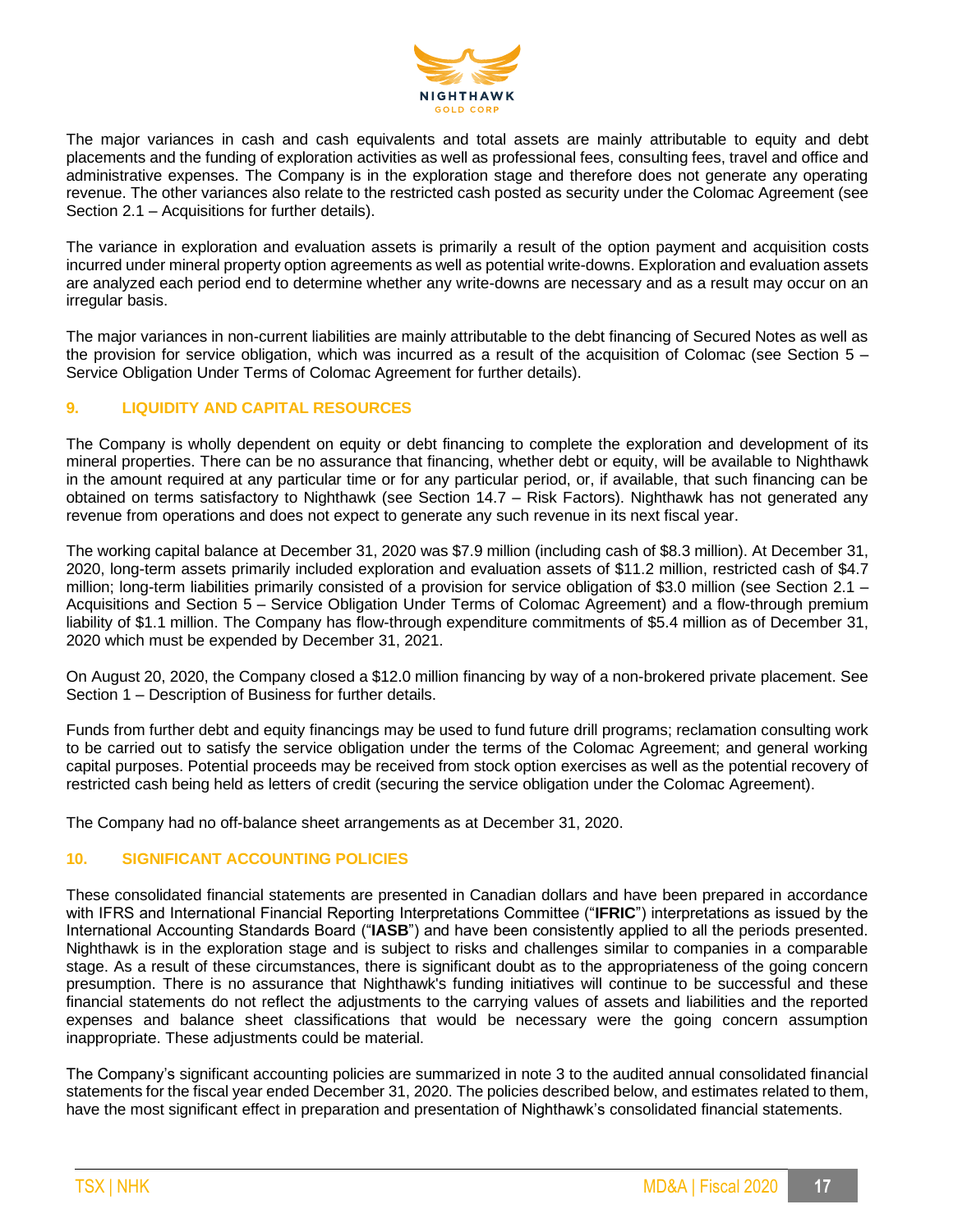The major variances in cash and cash equivalents and total assets are mainly attributable to equity and debt placements and the funding of exploration activities as well as professional fees, consulting fees, travel and office and administrative expenses. The Company is in the exploration stage and therefore does not generate any operating revenue. The other variances also relate to the restricted cash posted as security under the Colomac Agreement (see Section 2.1 – Acquisitions for further details).

The variance in exploration and evaluation assets is primarily a result of the option payment and acquisition costs incurred under mineral property option agreements as well as potential write-downs. Exploration and evaluation assets are analyzed each period end to determine whether any write-downs are necessary and as a result may occur on an irregular basis.

The major variances in non-current liabilities are mainly attributable to the debt financing of Secured Notes as well as the provision for service obligation, which was incurred as a result of the acquisition of Colomac (see Section 5 – Service Obligation Under Terms of Colomac Agreement for further details).

## 9. LIQUIDITY AND CAPITAL RESOURCES

The Company is wholly dependent on equity or debt financing to complete the exploration and development of its mineral properties. There can be no assurance that financing, whether debt or equity, will be available to Nighthawk in the amount required at any particular time or for any particular period, or, if available, that such financing can be obtained on terms satisfactory to Nighthawk (see Section 14.7 – Risk Factors). Nighthawk has not generated any revenue from operations and does not expect to generate any such revenue in its next fiscal year.

The working capital balance at December 31, 2020 was $7.9 million (including cash of $8.3 million). At December 31, 2020, long-term assets primarily included exploration and evaluation assets of $11.2 million, restricted cash of $4.7 million; long-term liabilities primarily consisted of a provision for service obligation of $3.0 million (see Section 2.1 – Acquisitions and Section 5 – Service Obligation Under Terms of Colomac Agreement) and a flow-through premium liability of $1.1 million. The Company has flow-through expenditure commitments of $5.4 million as of December 31, 2020 which must be expended by December 31, 2021.

On August 20, 2020, the Company closed a $12.0 million financing by way of a non-brokered private placement. See Section 1 – Description of Business for further details.

Funds from further debt and equity financings may be used to fund future drill programs; reclamation consulting work to be carried out to satisfy the service obligation under the terms of the Colomac Agreement; and general working capital purposes. Potential proceeds may be received from stock option exercises as well as the potential recovery of restricted cash being held as letters of credit (securing the service obligation under the Colomac Agreement).

The Company had no off-balance sheet arrangements as at December 31, 2020.

## 10. SIGNIFICANT ACCOUNTING POLICIES

These consolidated financial statements are presented in Canadian dollars and have been prepared in accordance with IFRS and International Financial Reporting Interpretations Committee ("**IFRIC**") interpretations as issued by the International Accounting Standards Board ("**IASB**") and have been consistently applied to all the periods presented. Nighthawk is in the exploration stage and is subject to risks and challenges similar to companies in a comparable stage. As a result of these circumstances, there is significant doubt as to the appropriateness of the going concern presumption. There is no assurance that Nighthawk's funding initiatives will continue to be successful and these financial statements do not reflect the adjustments to the carrying values of assets and liabilities and the reported expenses and balance sheet classifications that would be necessary were the going concern assumption inappropriate. These adjustments could be material.

The Company's significant accounting policies are summarized in note 3 to the audited annual consolidated financial statements for the fiscal year ended December 31, 2020. The policies described below, and estimates related to them, have the most significant effect in preparation and presentation of Nighthawk's consolidated financial statements.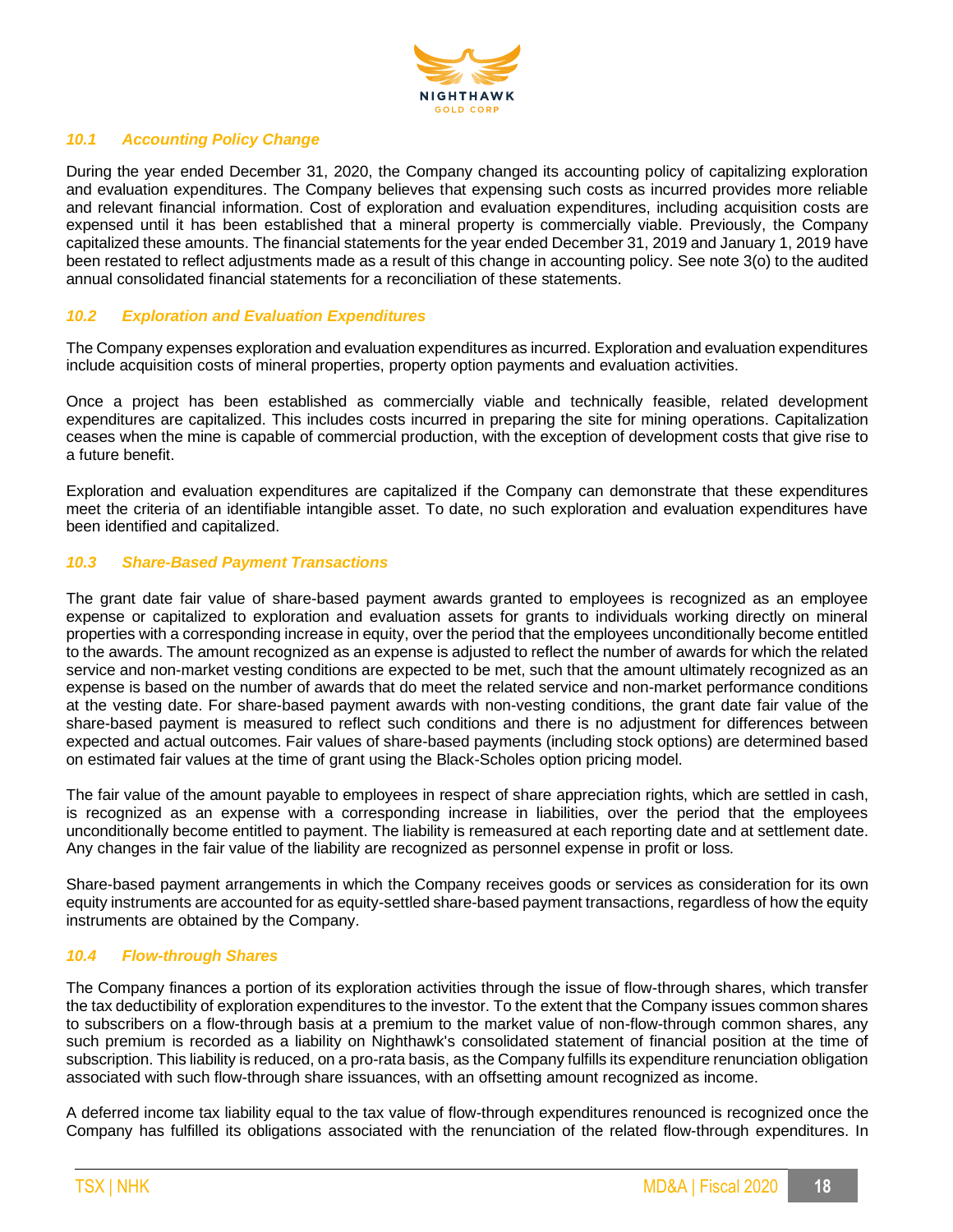### *10.1 Accounting Policy Change*

During the year ended December 31, 2020, the Company changed its accounting policy of capitalizing exploration and evaluation expenditures. The Company believes that expensing such costs as incurred provides more reliable and relevant financial information. Cost of exploration and evaluation expenditures, including acquisition costs are expensed until it has been established that a mineral property is commercially viable. Previously, the Company capitalized these amounts. The financial statements for the year ended December 31, 2019 and January 1, 2019 have been restated to reflect adjustments made as a result of this change in accounting policy. See note 3(o) to the audited annual consolidated financial statements for a reconciliation of these statements.

### *10.2 Exploration and Evaluation Expenditures*

The Company expenses exploration and evaluation expenditures as incurred. Exploration and evaluation expenditures include acquisition costs of mineral properties, property option payments and evaluation activities.

Once a project has been established as commercially viable and technically feasible, related development expenditures are capitalized. This includes costs incurred in preparing the site for mining operations. Capitalization ceases when the mine is capable of commercial production, with the exception of development costs that give rise to a future benefit.

Exploration and evaluation expenditures are capitalized if the Company can demonstrate that these expenditures meet the criteria of an identifiable intangible asset. To date, no such exploration and evaluation expenditures have been identified and capitalized.

### *10.3 Share-Based Payment Transactions*

The grant date fair value of share-based payment awards granted to employees is recognized as an employee expense or capitalized to exploration and evaluation assets for grants to individuals working directly on mineral properties with a corresponding increase in equity, over the period that the employees unconditionally become entitled to the awards. The amount recognized as an expense is adjusted to reflect the number of awards for which the related service and non-market vesting conditions are expected to be met, such that the amount ultimately recognized as an expense is based on the number of awards that do meet the related service and non-market performance conditions at the vesting date. For share-based payment awards with non-vesting conditions, the grant date fair value of the share-based payment is measured to reflect such conditions and there is no adjustment for differences between expected and actual outcomes. Fair values of share-based payments (including stock options) are determined based on estimated fair values at the time of grant using the Black-Scholes option pricing model.

The fair value of the amount payable to employees in respect of share appreciation rights, which are settled in cash, is recognized as an expense with a corresponding increase in liabilities, over the period that the employees unconditionally become entitled to payment. The liability is remeasured at each reporting date and at settlement date. Any changes in the fair value of the liability are recognized as personnel expense in profit or loss.

Share-based payment arrangements in which the Company receives goods or services as consideration for its own equity instruments are accounted for as equity-settled share-based payment transactions, regardless of how the equity instruments are obtained by the Company.

### *10.4 Flow-through Shares*

The Company finances a portion of its exploration activities through the issue of flow-through shares, which transfer the tax deductibility of exploration expenditures to the investor. To the extent that the Company issues common shares to subscribers on a flow-through basis at a premium to the market value of non-flow-through common shares, any such premium is recorded as a liability on Nighthawk's consolidated statement of financial position at the time of subscription. This liability is reduced, on a pro-rata basis, as the Company fulfills its expenditure renunciation obligation associated with such flow-through share issuances, with an offsetting amount recognized as income.

A deferred income tax liability equal to the tax value of flow-through expenditures renounced is recognized once the Company has fulfilled its obligations associated with the renunciation of the related flow-through expenditures. In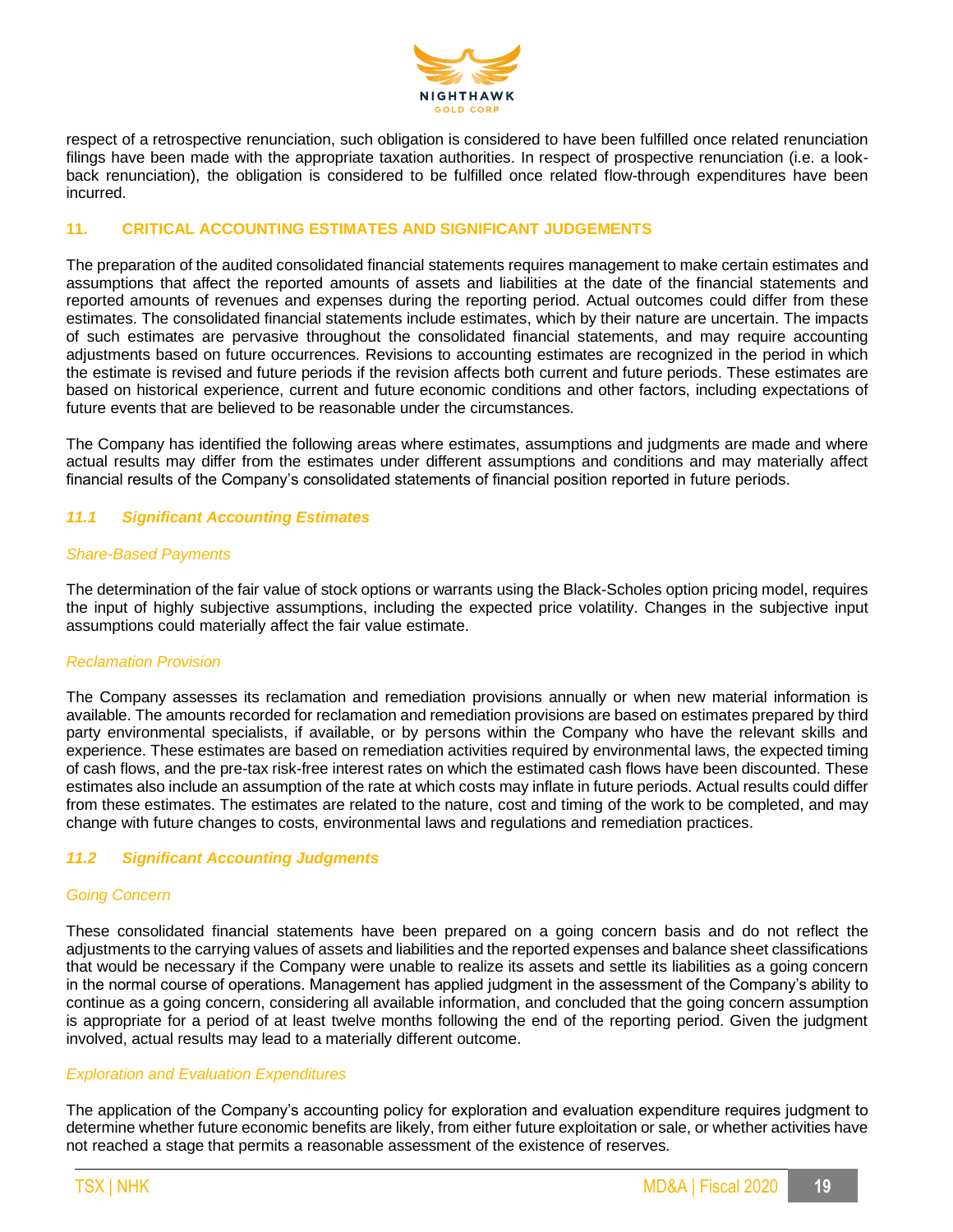respect of a retrospective renunciation, such obligation is considered to have been fulfilled once related renunciation filings have been made with the appropriate taxation authorities. In respect of prospective renunciation (i.e. look-back renunciation), the obligation is considered to be fulfilled once related flow-through expenditures have been incurred.

## 11. CRITICAL ACCOUNTING ESTIMATES AND SIGNIFICANT JUDGEMENTS

The preparation of the audited consolidated financial statements requires management to make certain estimates and assumptions that affect the reported amounts of assets and liabilities at the date of the financial statements and reported amounts of revenues and expenses during the reporting period. Actual outcomes could differ from these estimates. The consolidated financial statements include estimates, which by their nature are uncertain. The impacts of such estimates are pervasive throughout the consolidated financial statements, and may require accounting adjustments based on future occurrences. Revisions to accounting estimates are recognized in the period in which the estimate is revised and future periods if the revision affects both current and future periods. These estimates are based on historical experience, current and future economic conditions and other factors, including expectations of future events that are believed to be reasonable under the circumstances.

The Company has identified the following areas where estimates, assumptions and judgments are made and where actual results may differ from the estimates under different assumptions and conditions and may materially affect financial results of the Company's consolidated statements of financial position reported in future periods.

### *11.1 Significant Accounting Estimates*

*Share-Based Payments*

The determination of the fair value of stock options or warrants using the Black-Scholes option pricing model, requires the input of highly subjective assumptions, including the expected price volatility. Changes in the subjective input assumptions could materially affect the fair value estimate.

*Reclamation Provision*

The Company assesses its reclamation and remediation provisions annually or when new material information is available. The amounts recorded for reclamation and remediation provisions are based on estimates prepared by third party environmental specialists, if available, or by persons within the Company who have the relevant skills and experience. These estimates are based on remediation activities required by environmental laws, the expected timing of cash flows, and the pre-tax risk-free interest rates on which the estimated cash flows have been discounted. These estimates also include an assumption of the rate at which costs may inflate in future periods. Actual results could differ from these estimates. The estimates are related to the nature, cost and timing of the work to be completed, and may change with future changes to costs, environmental laws and regulations and remediation practices.

### *11.2 Significant Accounting Judgments*

*Going Concern*

These consolidated financial statements have been prepared on a going concern basis and do not reflect the adjustments to the carrying values of assets and liabilities and the reported expenses and balance sheet classifications that would be necessary if the Company were unable to realize its assets and settle its liabilities as a going concern in the normal course of operations. Management has applied judgment in the assessment of the Company's ability to continue as a going concern, considering all available information, and concluded that the going concern assumption is appropriate for a period of at least twelve months following the end of the reporting period. Given the judgment involved, actual results may lead to a materially different outcome.

*Exploration and Evaluation Expenditures*

The application of the Company's accounting policy for exploration and evaluation expenditure requires judgment to determine whether future economic benefits are likely, from either future exploitation or sale, or whether activities have not reached a stage that permits a reasonable assessment of the existence of reserves.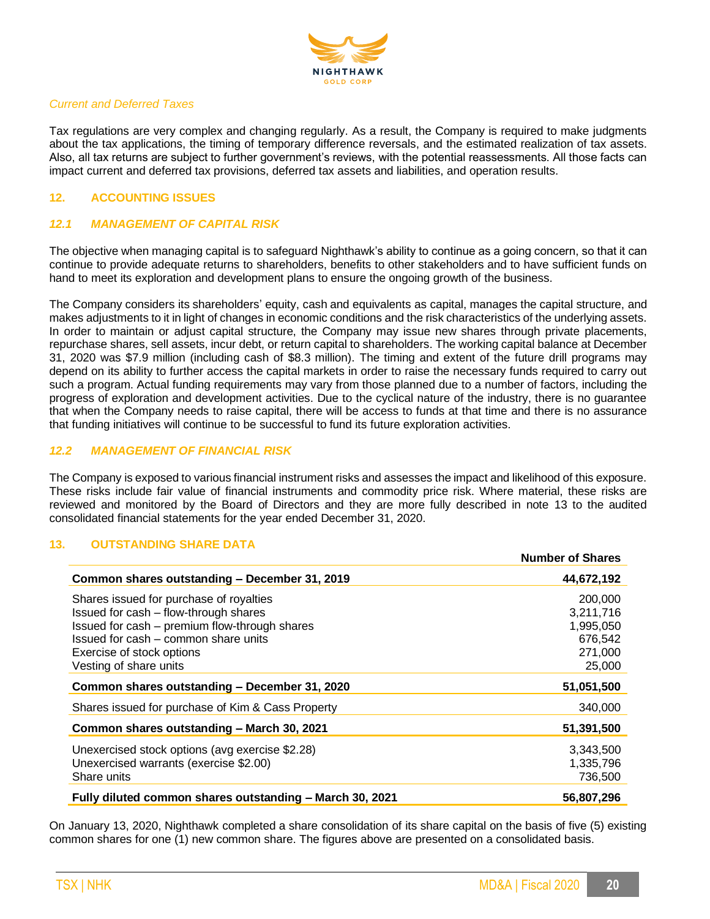*Current and Deferred Taxes*

Tax regulations are very complex and changing regularly. As a result, the Company is required to make judgments about the tax applications, the timing of temporary difference reversals, and the estimated realization of tax assets. Also, all tax returns are subject to further government's reviews, with the potential reassessments. All those facts can impact current and deferred tax provisions, deferred tax assets and liabilities, and operation results.

## 12. ACCOUNTING ISSUES

### *12.1 MANAGEMENT OF CAPITAL RISK*

The objective when managing capital is to safeguard Nighthawk's ability to continue as a going concern, so that it can continue to provide adequate returns to shareholders, benefits to other stakeholders and to have sufficient funds on hand to meet its exploration and development plans to ensure the ongoing growth of the business.

The Company considers its shareholders' equity, cash and equivalents as capital, manages the capital structure, and makes adjustments to it in light of changes in economic conditions and the risk characteristics of the underlying assets. In order to maintain or adjust capital structure, the Company may issue new shares through private placements, repurchase shares, sell assets, incur debt, or return capital to shareholders. The working capital balance at December 31, 2020 was $7.9 million (including cash of $8.3 million). The timing and extent of the future drill programs may depend on its ability to further access the capital markets in order to raise the necessary funds required to carry out such a program. Actual funding requirements may vary from those planned due to a number of factors, including the progress of exploration and development activities. Due to the cyclical nature of the industry, there is no guarantee that when the Company needs to raise capital, there will be access to funds at that time and there is no assurance that funding initiatives will continue to be successful to fund its future exploration activities.

### *12.2 MANAGEMENT OF FINANCIAL RISK*

The Company is exposed to various financial instrument risks and assesses the impact and likelihood of this exposure. These risks include fair value of financial instruments and commodity price risk. Where material, these risks are reviewed and monitored by the Board of Directors and they are more fully described in note 13 to the audited consolidated financial statements for the year ended December 31, 2020.

## 13. OUTSTANDING SHARE DATA

| | Number of Shares |
|---|---|
| **Common shares outstanding – December 31, 2019** | **44,672,192** |
| Shares issued for purchase of royalties | 200,000 |
| Issued for cash – flow-through shares | 3,211,716 |
| Issued for cash – premium flow-through shares | 1,995,050 |
| Issued for cash – common share units | 676,542 |
| Exercise of stock options | 271,000 |
| Vesting of share units | 25,000 |
| **Common shares outstanding – December 31, 2020** | **51,051,500** |
| Shares issued for purchase of Kim & Cass Property | 340,000 |
| **Common shares outstanding – March 30, 2021** | **51,391,500** |
| Unexercised stock options (avg exercise $2.28) | 3,343,500 |
| Unexercised warrants (exercise $2.00) | 1,335,796 |
| Share units | 736,500 |
| **Fully diluted common shares outstanding – March 30, 2021** | **56,807,296** |

On January 13, 2020, Nighthawk completed a share consolidation of its share capital on the basis of five (5) existing common shares for one (1) new common share. The figures above are presented on a consolidated basis.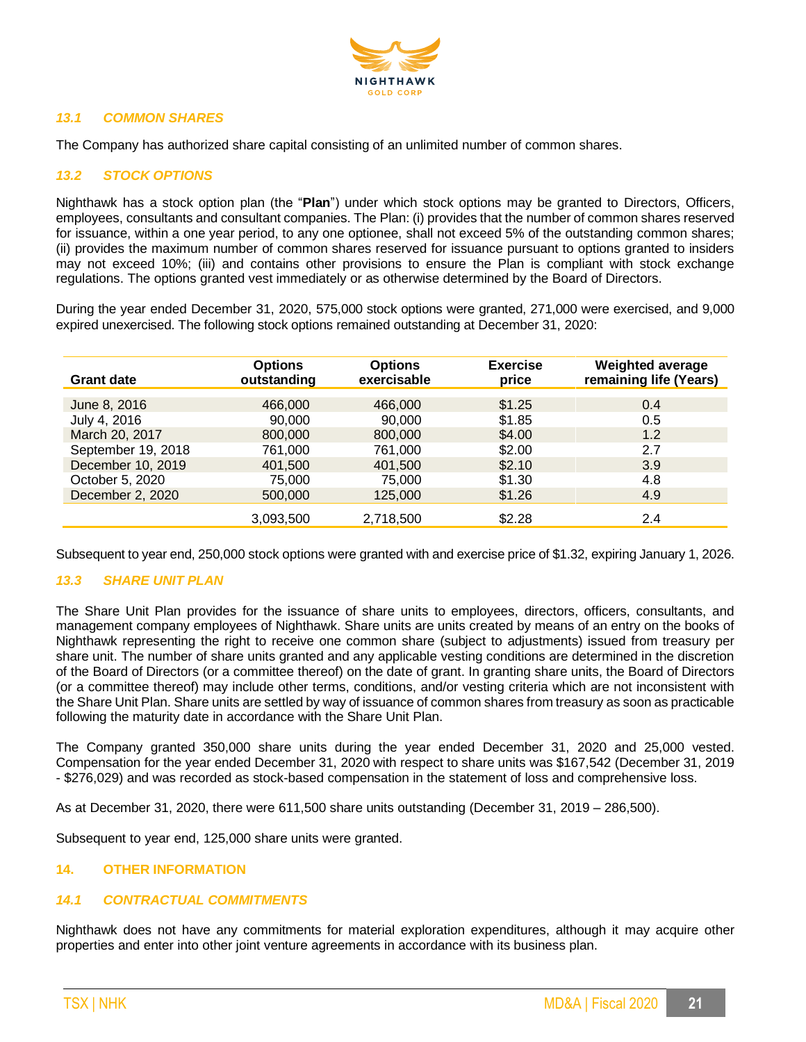### *13.1 COMMON SHARES*

The Company has authorized share capital consisting of an unlimited number of common shares.

### *13.2 STOCK OPTIONS*

Nighthawk has a stock option plan (the "**Plan**") under which stock options may be granted to Directors, Officers, employees, consultants and consultant companies. The Plan: (i) provides that the number of common shares reserved for issuance, within a one year period, to any one optionee, shall not exceed 5% of the outstanding common shares; (ii) provides the maximum number of common shares reserved for issuance pursuant to options granted to insiders may not exceed 10%; (iii) and contains other provisions to ensure the Plan is compliant with stock exchange regulations. The options granted vest immediately or as otherwise determined by the Board of Directors.

During the year ended December 31, 2020, 575,000 stock options were granted, 271,000 were exercised, and 9,000 expired unexercised. The following stock options remained outstanding at December 31, 2020:

| Grant date | Options outstanding | Options exercisable | Exercise price | Weighted average remaining life (Years) |
|---|---|---|---|---|
| June 8, 2016 | 466,000 | 466,000 | $1.25 | 0.4 |
| July 4, 2016 | 90,000 | 90,000 | $1.85 | 0.5 |
| March 20, 2017 | 800,000 | 800,000 | $4.00 | 1.2 |
| September 19, 2018 | 761,000 | 761,000 | $2.00 | 2.7 |
| December 10, 2019 | 401,500 | 401,500 | $2.10 | 3.9 |
| October 5, 2020 | 75,000 | 75,000 | $1.30 | 4.8 |
| December 2, 2020 | 500,000 | 125,000 | $1.26 | 4.9 |
| | 3,093,500 | 2,718,500 | $2.28 | 2.4 |

Subsequent to year end, 250,000 stock options were granted with and exercise price of $1.32, expiring January 1, 2026.

### *13.3 SHARE UNIT PLAN*

The Share Unit Plan provides for the issuance of share units to employees, directors, officers, consultants, and management company employees of Nighthawk. Share units are units created by means of an entry on the books of Nighthawk representing the right to receive one common share (subject to adjustments) issued from treasury per share unit. The number of share units granted and any applicable vesting conditions are determined in the discretion of the Board of Directors (or a committee thereof) on the date of grant. In granting share units, the Board of Directors (or a committee thereof) may include other terms, conditions, and/or vesting criteria which are not inconsistent with the Share Unit Plan. Share units are settled by way of issuance of common shares from treasury as soon as practicable following the maturity date in accordance with the Share Unit Plan.

The Company granted 350,000 share units during the year ended December 31, 2020 and 25,000 vested. Compensation for the year ended December 31, 2020 with respect to share units was $167,542 (December 31, 2019 - $276,029) and was recorded as stock-based compensation in the statement of loss and comprehensive loss.

As at December 31, 2020, there were 611,500 share units outstanding (December 31, 2019 – 286,500).

Subsequent to year end, 125,000 share units were granted.

## 14. OTHER INFORMATION

### *14.1 CONTRACTUAL COMMITMENTS*

Nighthawk does not have any commitments for material exploration expenditures, although it may acquire other properties and enter into other joint venture agreements in accordance with its business plan.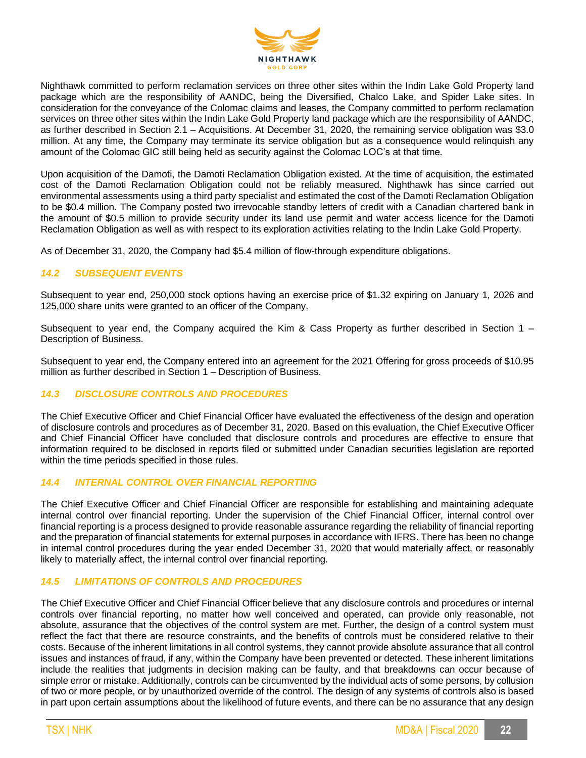Nighthawk committed to perform reclamation services on three other sites within the Indin Lake Gold Property land package which are the responsibility of AANDC, being the Diversified, Chalco Lake, and Spider Lake sites. In consideration for the conveyance of the Colomac claims and leases, the Company committed to perform reclamation services on three other sites within the Indin Lake Gold Property land package which are the responsibility of AANDC, as further described in Section 2.1 – Acquisitions. At December 31, 2020, the remaining service obligation was $3.0 million. At any time, the Company may terminate its service obligation but as a consequence would relinquish any amount of the Colomac GIC still being held as security against the Colomac LOC's at that time.

Upon acquisition of the Damoti, the Damoti Reclamation Obligation existed. At the time of acquisition, the estimated cost of the Damoti Reclamation Obligation could not be reliably measured. Nighthawk has since carried out environmental assessments using a third party specialist and estimated the cost of the Damoti Reclamation Obligation to be $0.4 million. The Company posted two irrevocable standby letters of credit with a Canadian chartered bank in the amount of $0.5 million to provide security under its land use permit and water access licence for the Damoti Reclamation Obligation as well as with respect to its exploration activities relating to the Indin Lake Gold Property.

As of December 31, 2020, the Company had $5.4 million of flow-through expenditure obligations.

### *14.2 SUBSEQUENT EVENTS*

Subsequent to year end, 250,000 stock options having an exercise price of $1.32 expiring on January 1, 2026 and 125,000 share units were granted to an officer of the Company.

Subsequent to year end, the Company acquired the Kim & Cass Property as further described in Section 1 – Description of Business.

Subsequent to year end, the Company entered into an agreement for the 2021 Offering for gross proceeds of $10.95 million as further described in Section 1 – Description of Business.

### *14.3 DISCLOSURE CONTROLS AND PROCEDURES*

The Chief Executive Officer and Chief Financial Officer have evaluated the effectiveness of the design and operation of disclosure controls and procedures as of December 31, 2020. Based on this evaluation, the Chief Executive Officer and Chief Financial Officer have concluded that disclosure controls and procedures are effective to ensure that information required to be disclosed in reports filed or submitted under Canadian securities legislation are reported within the time periods specified in those rules.

### *14.4 INTERNAL CONTROL OVER FINANCIAL REPORTING*

The Chief Executive Officer and Chief Financial Officer are responsible for establishing and maintaining adequate internal control over financial reporting. Under the supervision of the Chief Financial Officer, internal control over financial reporting is a process designed to provide reasonable assurance regarding the reliability of financial reporting and the preparation of financial statements for external purposes in accordance with IFRS. There has been no change in internal control procedures during the year ended December 31, 2020 that would materially affect, or reasonably likely to materially affect, the internal control over financial reporting.

### *14.5 LIMITATIONS OF CONTROLS AND PROCEDURES*

The Chief Executive Officer and Chief Financial Officer believe that any disclosure controls and procedures or internal controls over financial reporting, no matter how well conceived and operated, can provide only reasonable, not absolute, assurance that the objectives of the control system are met. Further, the design of a control system must reflect the fact that there are resource constraints, and the benefits of controls must be considered relative to their costs. Because of the inherent limitations in all control systems, they cannot provide absolute assurance that all control issues and instances of fraud, if any, within the Company have been prevented or detected. These inherent limitations include the realities that judgments in decision making can be faulty, and that breakdowns can occur because of simple error or mistake. Additionally, controls can be circumvented by the individual acts of some persons, by collusion of two or more people, or by unauthorized override of the control. The design of any systems of controls also is based in part upon certain assumptions about the likelihood of future events, and there can be no assurance that any design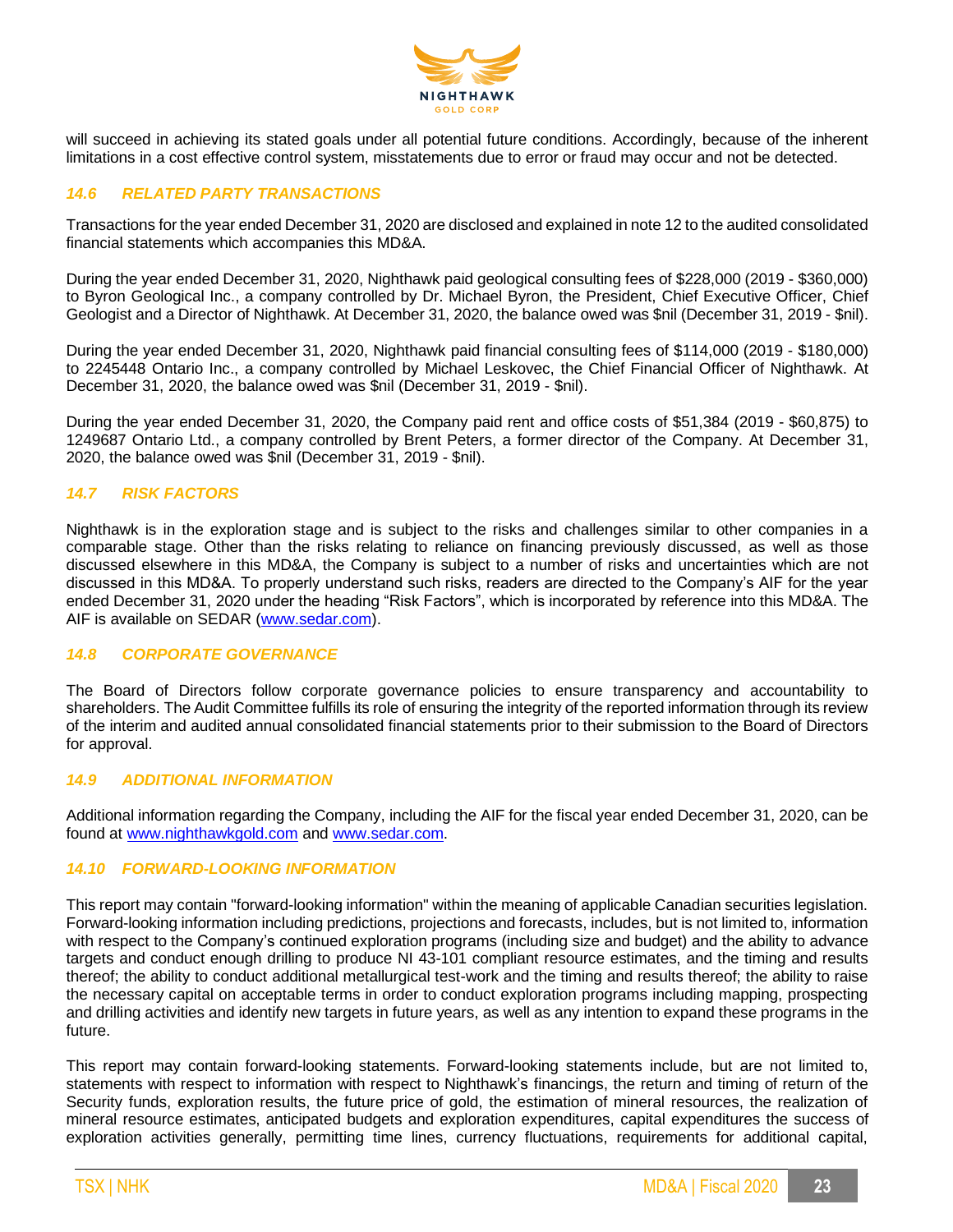will succeed in achieving its stated goals under all potential future conditions. Accordingly, because of the inherent limitations in a cost effective control system, misstatements due to error or fraud may occur and not be detected.

### *14.6 RELATED PARTY TRANSACTIONS*

Transactions for the year ended December 31, 2020 are disclosed and explained in note 12 to the audited consolidated financial statements which accompanies this MD&A.

During the year ended December 31, 2020, Nighthawk paid geological consulting fees of $228,000 (2019 - $360,000) to Byron Geological Inc., a company controlled by Dr. Michael Byron, the President, Chief Executive Officer, Chief Geologist and a Director of Nighthawk. At December 31, 2020, the balance owed was $nil (December 31, 2019 - $nil).

During the year ended December 31, 2020, Nighthawk paid financial consulting fees of $114,000 (2019 - $180,000) to 2245448 Ontario Inc., a company controlled by Michael Leskovec, the Chief Financial Officer of Nighthawk. At December 31, 2020, the balance owed was $nil (December 31, 2019 - $nil).

During the year ended December 31, 2020, the Company paid rent and office costs of $51,384 (2019 - $60,875) to 1249687 Ontario Ltd., a company controlled by Brent Peters, a former director of the Company. At December 31, 2020, the balance owed was $nil (December 31, 2019 - $nil).

### *14.7 RISK FACTORS*

Nighthawk is in the exploration stage and is subject to the risks and challenges similar to other companies in a comparable stage. Other than the risks relating to reliance on financing previously discussed, as well as those discussed elsewhere in this MD&A, the Company is subject to a number of risks and uncertainties which are not discussed in this MD&A. To properly understand such risks, readers are directed to the Company's AIF for the year ended December 31, 2020 under the heading "Risk Factors", which is incorporated by reference into this MD&A. The AIF is available on SEDAR (www.sedar.com).

### *14.8 CORPORATE GOVERNANCE*

The Board of Directors follow corporate governance policies to ensure transparency and accountability to shareholders. The Audit Committee fulfills its role of ensuring the integrity of the reported information through its review of the interim and audited annual consolidated financial statements prior to their submission to the Board of Directors for approval.

### *14.9 ADDITIONAL INFORMATION*

Additional information regarding the Company, including the AIF for the fiscal year ended December 31, 2020, can be found at www.nighthawkgold.com and www.sedar.com.

### *14.10 FORWARD-LOOKING INFORMATION*

This report may contain "forward-looking information" within the meaning of applicable Canadian securities legislation. Forward-looking information including predictions, projections and forecasts, includes, but is not limited to, information with respect to the Company's continued exploration programs (including size and budget) and the ability to advance targets and conduct enough drilling to produce NI 43-101 compliant resource estimates, and the timing and results thereof; the ability to conduct additional metallurgical test-work and the timing and results thereof; the ability to raise the necessary capital on acceptable terms in order to conduct exploration programs including mapping, prospecting and drilling activities and identify new targets in future years, as well as any intention to expand these programs in the future.

This report may contain forward-looking statements. Forward-looking statements include, but are not limited to, statements with respect to information with respect to Nighthawk's financings, the return and timing of return of the Security funds, exploration results, the future price of gold, the estimation of mineral resources, the realization of mineral resource estimates, anticipated budgets and exploration expenditures, capital expenditures the success of exploration activities generally, permitting time lines, currency fluctuations, requirements for additional capital,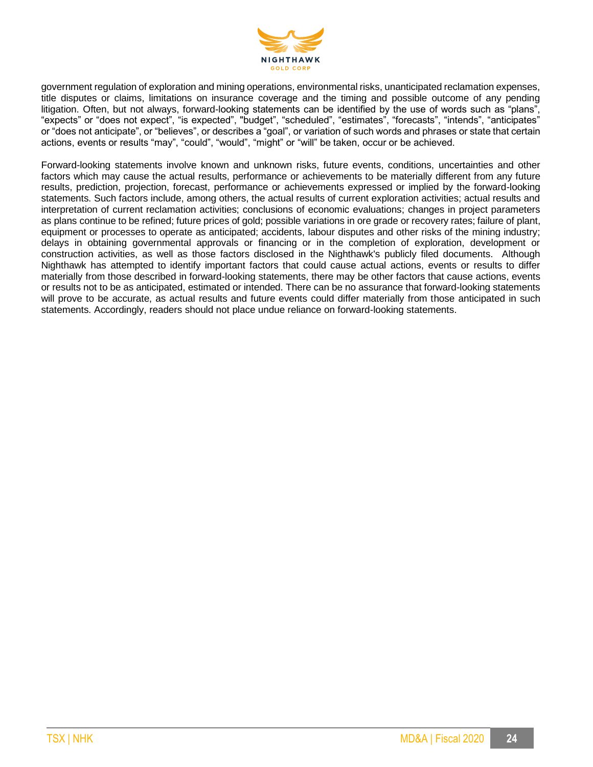government regulation of exploration and mining operations, environmental risks, unanticipated reclamation expenses, title disputes or claims, limitations on insurance coverage and the timing and possible outcome of any pending litigation. Often, but not always, forward-looking statements can be identified by the use of words such as "plans", "expects" or "does not expect", "is expected", "budget", "scheduled", "estimates", "forecasts", "intends", "anticipates" or "does not anticipate", or "believes", or describes a "goal", or variation of such words and phrases or state that certain actions, events or results "may", "could", "would", "might" or "will" be taken, occur or be achieved.

Forward-looking statements involve known and unknown risks, future events, conditions, uncertainties and other factors which may cause the actual results, performance or achievements to be materially different from any future results, prediction, projection, forecast, performance or achievements expressed or implied by the forward-looking statements. Such factors include, among others, the actual results of current exploration activities; actual results and interpretation of current reclamation activities; conclusions of economic evaluations; changes in project parameters as plans continue to be refined; future prices of gold; possible variations in ore grade or recovery rates; failure of plant, equipment or processes to operate as anticipated; accidents, labour disputes and other risks of the mining industry; delays in obtaining governmental approvals or financing or in the completion of exploration, development or construction activities, as well as those factors disclosed in the Nighthawk's publicly filed documents. Although Nighthawk has attempted to identify important factors that could cause actual actions, events or results to differ materially from those described in forward-looking statements, there may be other factors that cause actions, events or results not to be as anticipated, estimated or intended. There can be no assurance that forward-looking statements will prove to be accurate, as actual results and future events could differ materially from those anticipated in such statements. Accordingly, readers should not place undue reliance on forward-looking statements.